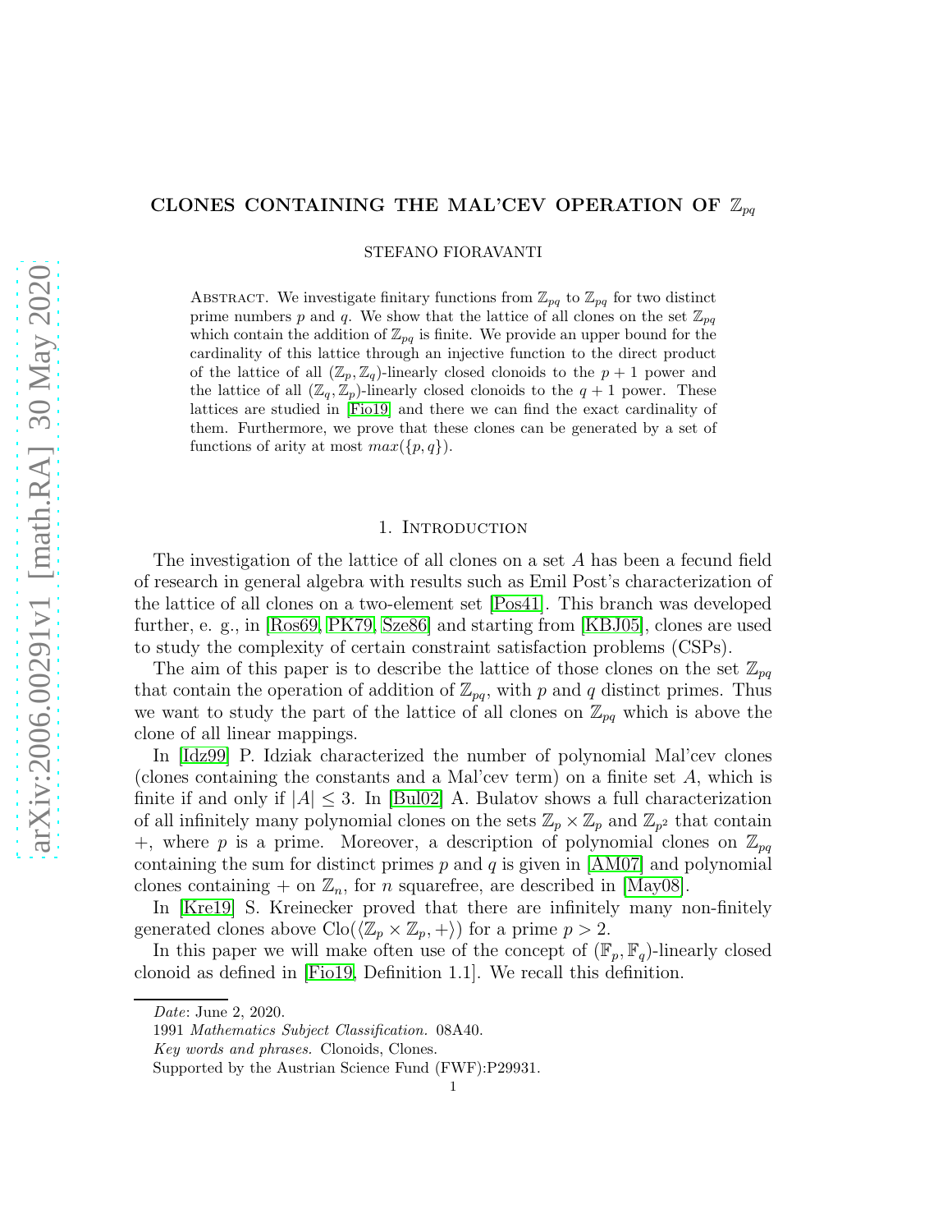# CLONES CONTAINING THE MAL'CEV OPERATION OF $\mathbb{Z}_{pq}$

STEFANO FIORAVANTI

Abstract. We investigate finitary functions from $\mathbb{Z}_{pq}$ to $\mathbb{Z}_{pq}$ for two distinct prime numbers $p$ and $q$. We show that the lattice of all clones on the set $\mathbb{Z}_{pq}$ which contain the addition of $\mathbb{Z}_{pq}$ is finite. We provide an upper bound for the cardinality of this lattice through an injective function to the direct product of the lattice of all $(\mathbb{Z}_p, \mathbb{Z}_q)$-linearly closed clonoids to the $p+1$ power and the lattice of all $(\mathbb{Z}_q, \mathbb{Z}_p)$-linearly closed clonoids to the $q+1$ power. These lattices are studied in [Fio19] and there we can find the exact cardinality of them. Furthermore, we prove that these clones can be generated by a set of functions of arity at most $max(\{p, q\})$.

## 1. Introduction

The investigation of the lattice of all clones on a set $A$ has been a fecund field of research in general algebra with results such as Emil Post's characterization of the lattice of all clones on a two-element set [Pos41]. This branch was developed further, e. g., in [Ros69, PK79, Sze86] and starting from [KBJ05], clones are used to study the complexity of certain constraint satisfaction problems (CSPs).

The aim of this paper is to describe the lattice of those clones on the set $\mathbb{Z}_{pq}$ that contain the operation of addition of $\mathbb{Z}_{pq}$, with $p$ and $q$ distinct primes. Thus we want to study the part of the lattice of all clones on $\mathbb{Z}_{pq}$ which is above the clone of all linear mappings.

In [Idz99] P. Idziak characterized the number of polynomial Mal'cev clones (clones containing the constants and a Mal'cev term) on a finite set $A$, which is finite if and only if $|A| \leq 3$. In [Bul02] A. Bulatov shows a full characterization of all infinitely many polynomial clones on the sets $\mathbb{Z}_p \times \mathbb{Z}_p$ and $\mathbb{Z}_{p^2}$ that contain $+$, where $p$ is a prime. Moreover, a description of polynomial clones on $\mathbb{Z}_{pq}$ containing the sum for distinct primes $p$ and $q$ is given in [AM07] and polynomial clones containing $+$ on $\mathbb{Z}_n$, for $n$ squarefree, are described in [May08].

In [Kre19] S. Kreinecker proved that there are infinitely many non-finitely generated clones above $\text{Clo}(\langle \mathbb{Z}_p \times \mathbb{Z}_p, + \rangle)$ for a prime $p > 2$.

In this paper we will make often use of the concept of $(\mathbb{F}_p, \mathbb{F}_q)$-linearly closed clonoid as defined in [Fio19, Definition 1.1]. We recall this definition.

---

*Date*: June 2, 2020.

1991 *Mathematics Subject Classification.* 08A40.

*Key words and phrases.* Clonoids, Clones.

Supported by the Austrian Science Fund (FWF):P29931.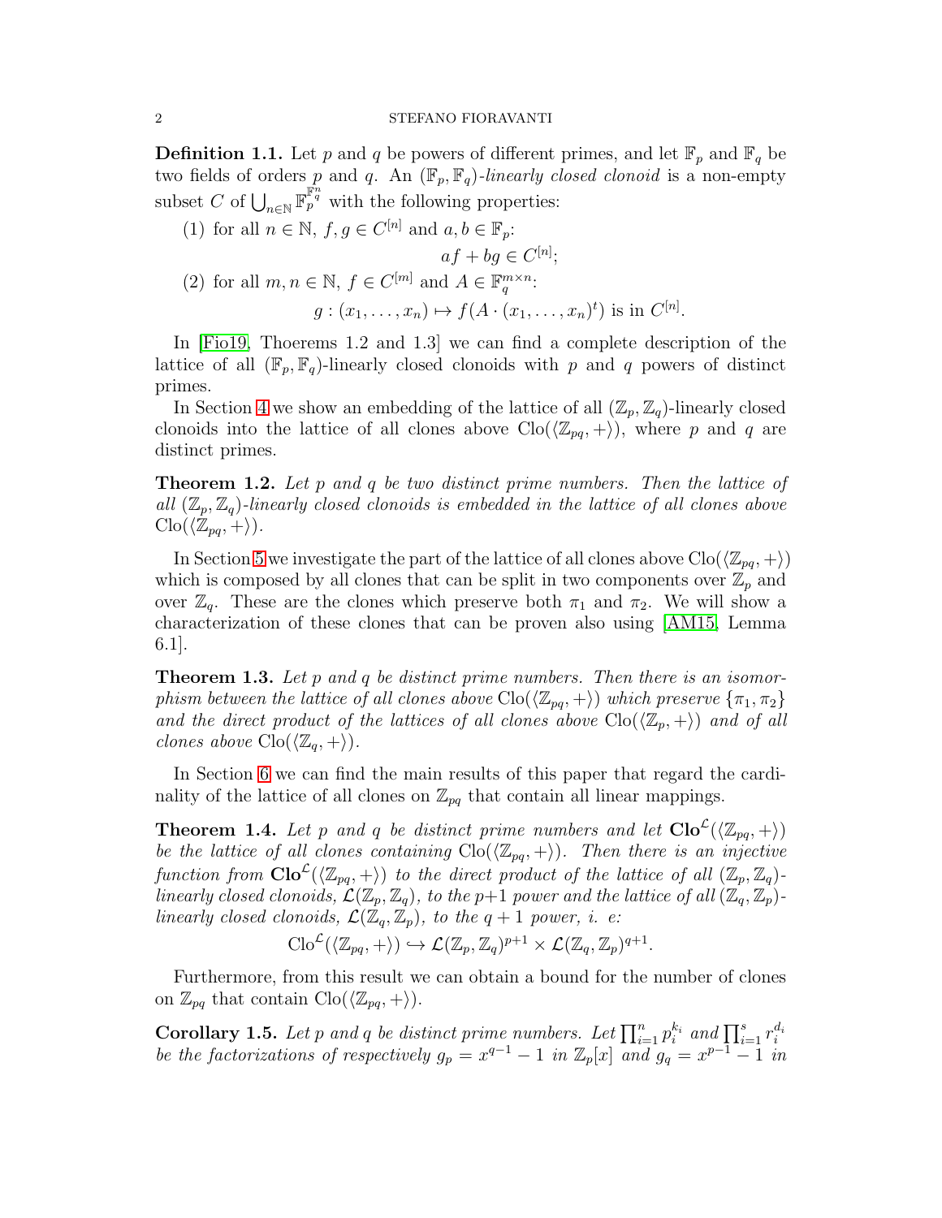**Definition 1.1.** Let $p$ and $q$ be powers of different primes, and let $\mathbb{F}_p$ and $\mathbb{F}_q$ be two fields of orders $p$ and $q$. An $(\mathbb{F}_p, \mathbb{F}_q)$*-linearly closed clonoid* is a non-empty subset $C$ of $\bigcup_{n\in\mathbb{N}} \mathbb{F}_p^{\mathbb{F}_q^n}$ with the following properties:

(1) for all $n \in \mathbb{N}$, $f, g \in C^{[n]}$ and $a, b \in \mathbb{F}_p$:

$$af + bg \in C^{[n]};$$

(2) for all $m, n \in \mathbb{N}$, $f \in C^{[m]}$ and $A \in \mathbb{F}_q^{m\times n}$:

$$g : (x_1, \ldots, x_n) \mapsto f(A \cdot (x_1, \ldots, x_n)^t) \text{ is in } C^{[n]}.$$

In [Fio19, Thoerems 1.2 and 1.3] we can find a complete description of the lattice of all $(\mathbb{F}_p, \mathbb{F}_q)$-linearly closed clonoids with $p$ and $q$ powers of distinct primes.

In Section 4 we show an embedding of the lattice of all $(\mathbb{Z}_p, \mathbb{Z}_q)$-linearly closed clonoids into the lattice of all clones above $\mathrm{Clo}(\langle \mathbb{Z}_{pq}, +\rangle)$, where $p$ and $q$ are distinct primes.

**Theorem 1.2.** *Let $p$ and $q$ be two distinct prime numbers. Then the lattice of all $(\mathbb{Z}_p, \mathbb{Z}_q)$-linearly closed clonoids is embedded in the lattice of all clones above $\mathrm{Clo}(\langle \mathbb{Z}_{pq}, +\rangle)$.*

In Section 5 we investigate the part of the lattice of all clones above $\mathrm{Clo}(\langle \mathbb{Z}_{pq}, +\rangle)$ which is composed by all clones that can be split in two components over $\mathbb{Z}_p$ and over $\mathbb{Z}_q$. These are the clones which preserve both $\pi_1$ and $\pi_2$. We will show a characterization of these clones that can be proven also using [AM15, Lemma 6.1].

**Theorem 1.3.** *Let $p$ and $q$ be distinct prime numbers. Then there is an isomorphism between the lattice of all clones above $\mathrm{Clo}(\langle \mathbb{Z}_{pq}, +\rangle)$ which preserve $\{\pi_1, \pi_2\}$ and the direct product of the lattices of all clones above $\mathrm{Clo}(\langle \mathbb{Z}_p, +\rangle)$ and of all clones above $\mathrm{Clo}(\langle \mathbb{Z}_q, +\rangle)$.*

In Section 6 we can find the main results of this paper that regard the cardinality of the lattice of all clones on $\mathbb{Z}_{pq}$ that contain all linear mappings.

**Theorem 1.4.** *Let $p$ and $q$ be distinct prime numbers and let $\mathbf{Clo}^{\mathcal{L}}(\langle \mathbb{Z}_{pq}, +\rangle)$ be the lattice of all clones containing $\mathrm{Clo}(\langle \mathbb{Z}_{pq}, +\rangle)$. Then there is an injective function from $\mathbf{Clo}^{\mathcal{L}}(\langle \mathbb{Z}_{pq}, +\rangle)$ to the direct product of the lattice of all $(\mathbb{Z}_p, \mathbb{Z}_q)$-linearly closed clonoids, $\mathcal{L}(\mathbb{Z}_p, \mathbb{Z}_q)$, to the $p+1$ power and the lattice of all $(\mathbb{Z}_q, \mathbb{Z}_p)$-linearly closed clonoids, $\mathcal{L}(\mathbb{Z}_q, \mathbb{Z}_p)$, to the $q+1$ power, i. e:*

$$\mathrm{Clo}^{\mathcal{L}}(\langle \mathbb{Z}_{pq}, +\rangle) \hookrightarrow \mathcal{L}(\mathbb{Z}_p, \mathbb{Z}_q)^{p+1} \times \mathcal{L}(\mathbb{Z}_q, \mathbb{Z}_p)^{q+1}.$$

Furthermore, from this result we can obtain a bound for the number of clones on $\mathbb{Z}_{pq}$ that contain $\mathrm{Clo}(\langle \mathbb{Z}_{pq}, +\rangle)$.

**Corollary 1.5.** *Let $p$ and $q$ be distinct prime numbers. Let $\prod_{i=1}^{n} p_i^{k_i}$ and $\prod_{i=1}^{s} r_i^{d_i}$ be the factorizations of respectively $g_p = x^{q-1} - 1$ in $\mathbb{Z}_p[x]$ and $g_q = x^{p-1} - 1$ in*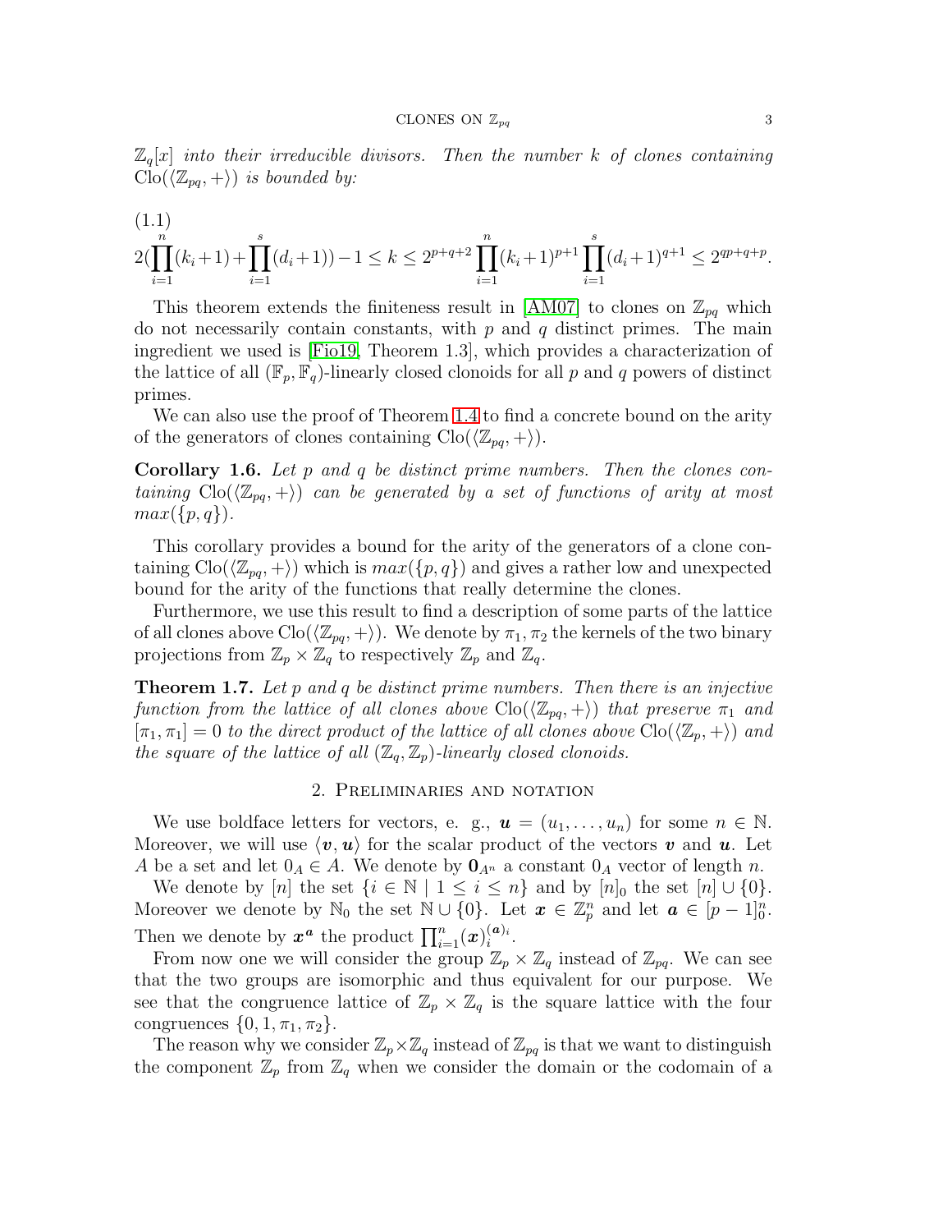$\mathbb{Z}_q[x]$ *into their irreducible divisors. Then the number $k$ of clones containing* $\mathrm{Clo}(\langle \mathbb{Z}_{pq}, + \rangle)$ *is bounded by:*

(1.1)
$$2\Big(\prod_{i=1}^{n}(k_i+1)+\prod_{i=1}^{s}(d_i+1)\Big)-1 \leq k \leq 2^{p+q+2}\prod_{i=1}^{n}(k_i+1)^{p+1}\prod_{i=1}^{s}(d_i+1)^{q+1} \leq 2^{qp+q+p}.$$

This theorem extends the finiteness result in [AM07] to clones on $\mathbb{Z}_{pq}$ which do not necessarily contain constants, with $p$ and $q$ distinct primes. The main ingredient we used is [Fio19, Theorem 1.3], which provides a characterization of the lattice of all $(\mathbb{F}_p, \mathbb{F}_q)$-linearly closed clonoids for all $p$ and $q$ powers of distinct primes.

We can also use the proof of Theorem 1.4 to find a concrete bound on the arity of the generators of clones containing $\mathrm{Clo}(\langle \mathbb{Z}_{pq}, + \rangle)$.

**Corollary 1.6.** *Let $p$ and $q$ be distinct prime numbers. Then the clones containing $\mathrm{Clo}(\langle \mathbb{Z}_{pq}, + \rangle)$ can be generated by a set of functions of arity at most $max(\{p, q\})$.*

This corollary provides a bound for the arity of the generators of a clone containing $\mathrm{Clo}(\langle \mathbb{Z}_{pq}, + \rangle)$ which is $max(\{p, q\})$ and gives a rather low and unexpected bound for the arity of the functions that really determine the clones.

Furthermore, we use this result to find a description of some parts of the lattice of all clones above $\mathrm{Clo}(\langle \mathbb{Z}_{pq}, + \rangle)$. We denote by $\pi_1, \pi_2$ the kernels of the two binary projections from $\mathbb{Z}_p \times \mathbb{Z}_q$ to respectively $\mathbb{Z}_p$ and $\mathbb{Z}_q$.

**Theorem 1.7.** *Let $p$ and $q$ be distinct prime numbers. Then there is an injective function from the lattice of all clones above $\mathrm{Clo}(\langle \mathbb{Z}_{pq}, + \rangle)$ that preserve $\pi_1$ and $[\pi_1, \pi_1] = 0$ to the direct product of the lattice of all clones above $\mathrm{Clo}(\langle \mathbb{Z}_p, + \rangle)$ and the square of the lattice of all $(\mathbb{Z}_q, \mathbb{Z}_p)$-linearly closed clonoids.*

## 2. Preliminaries and notation

We use boldface letters for vectors, e. g., $\boldsymbol{u} = (u_1, \dots, u_n)$ for some $n \in \mathbb{N}$. Moreover, we will use $\langle \boldsymbol{v}, \boldsymbol{u} \rangle$ for the scalar product of the vectors $\boldsymbol{v}$ and $\boldsymbol{u}$. Let $A$ be a set and let $0_A \in A$. We denote by $\mathbf{0}_{A^n}$ a constant $0_A$ vector of length $n$.

We denote by $[n]$ the set $\{i \in \mathbb{N} \mid 1 \leq i \leq n\}$ and by $[n]_0$ the set $[n] \cup \{0\}$. Moreover we denote by $\mathbb{N}_0$ the set $\mathbb{N} \cup \{0\}$. Let $\boldsymbol{x} \in \mathbb{Z}_p^n$ and let $\boldsymbol{a} \in [p-1]_0^n$. Then we denote by $\boldsymbol{x}^{\boldsymbol{a}}$ the product $\prod_{i=1}^{n}(\boldsymbol{x})_i^{(\boldsymbol{a})_i}$.

From now one we will consider the group $\mathbb{Z}_p \times \mathbb{Z}_q$ instead of $\mathbb{Z}_{pq}$. We can see that the two groups are isomorphic and thus equivalent for our purpose. We see that the congruence lattice of $\mathbb{Z}_p \times \mathbb{Z}_q$ is the square lattice with the four congruences $\{0, 1, \pi_1, \pi_2\}$.

The reason why we consider $\mathbb{Z}_p \times \mathbb{Z}_q$ instead of $\mathbb{Z}_{pq}$ is that we want to distinguish the component $\mathbb{Z}_p$ from $\mathbb{Z}_q$ when we consider the domain or the codomain of a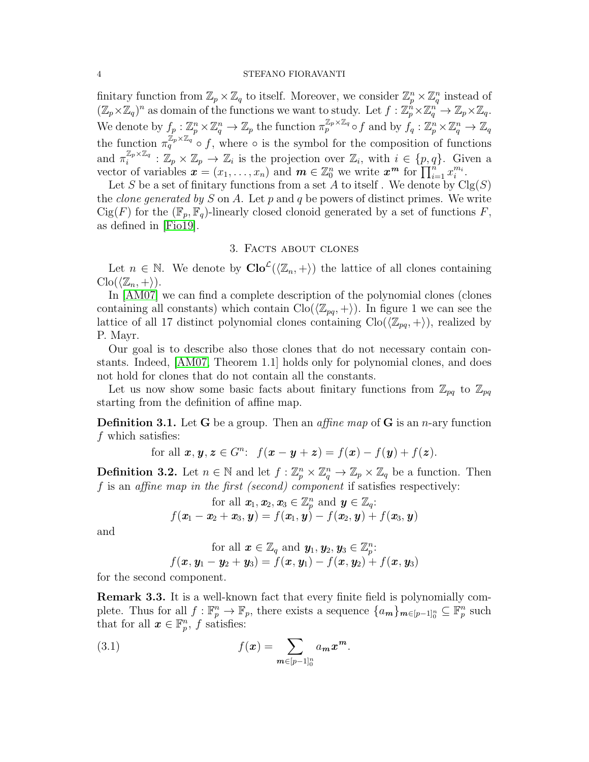finitary function from $\mathbb{Z}_p \times \mathbb{Z}_q$ to itself. Moreover, we consider $\mathbb{Z}_p^n \times \mathbb{Z}_q^n$ instead of $(\mathbb{Z}_p \times \mathbb{Z}_q)^n$ as domain of the functions we want to study. Let $f : \mathbb{Z}_p^n \times \mathbb{Z}_q^n \to \mathbb{Z}_p \times \mathbb{Z}_q$. We denote by $f_p : \mathbb{Z}_p^n \times \mathbb{Z}_q^n \to \mathbb{Z}_p$ the function $\pi_p^{\mathbb{Z}_p \times \mathbb{Z}_q} \circ f$ and by $f_q : \mathbb{Z}_p^n \times \mathbb{Z}_q^n \to \mathbb{Z}_q$ the function $\pi_q^{\mathbb{Z}_p \times \mathbb{Z}_q} \circ f$, where $\circ$ is the symbol for the composition of functions and $\pi_i^{\mathbb{Z}_p \times \mathbb{Z}_q} : \mathbb{Z}_p \times \mathbb{Z}_p \to \mathbb{Z}_i$ is the projection over $\mathbb{Z}_i$, with $i \in \{p, q\}$. Given a vector of variables $\boldsymbol{x} = (x_1, \dots, x_n)$ and $\boldsymbol{m} \in \mathbb{Z}_0^n$ we write $\boldsymbol{x}^{\boldsymbol{m}}$ for $\prod_{i=1}^n x_i^{m_i}$.

Let $S$ be a set of finitary functions from a set $A$ to itself . We denote by $\mathrm{Clg}(S)$ the *clone generated by* $S$ on $A$. Let $p$ and $q$ be powers of distinct primes. We write $\mathrm{Cig}(F)$ for the $(\mathbb{F}_p, \mathbb{F}_q)$-linearly closed clonoid generated by a set of functions $F$, as defined in [Fio19].

## 3. Facts about clones

Let $n \in \mathbb{N}$. We denote by $\mathbf{Clo}^{\mathcal{L}}(\langle \mathbb{Z}_n, + \rangle)$ the lattice of all clones containing $\mathrm{Clo}(\langle \mathbb{Z}_n, + \rangle)$.

In [AM07] we can find a complete description of the polynomial clones (clones containing all constants) which contain $\mathrm{Clo}(\langle \mathbb{Z}_{pq}, + \rangle)$. In figure 1 we can see the lattice of all 17 distinct polynomial clones containing $\mathrm{Clo}(\langle \mathbb{Z}_{pq}, + \rangle)$, realized by P. Mayr.

Our goal is to describe also those clones that do not necessary contain constants. Indeed, [AM07, Theorem 1.1] holds only for polynomial clones, and does not hold for clones that do not contain all the constants.

Let us now show some basic facts about finitary functions from $\mathbb{Z}_{pq}$ to $\mathbb{Z}_{pq}$ starting from the definition of affine map.

**Definition 3.1.** Let $\mathbf{G}$ be a group. Then an *affine map* of $\mathbf{G}$ is an $n$-ary function $f$ which satisfies:

$$\text{for all } \boldsymbol{x}, \boldsymbol{y}, \boldsymbol{z} \in G^n\text{:} \quad f(\boldsymbol{x} - \boldsymbol{y} + \boldsymbol{z}) = f(\boldsymbol{x}) - f(\boldsymbol{y}) + f(\boldsymbol{z}).$$

**Definition 3.2.** Let $n \in \mathbb{N}$ and let $f : \mathbb{Z}_p^n \times \mathbb{Z}_q^n \to \mathbb{Z}_p \times \mathbb{Z}_q$ be a function. Then $f$ is an *affine map in the first (second) component* if satisfies respectively:

$$\text{for all } \boldsymbol{x}_1, \boldsymbol{x}_2, \boldsymbol{x}_3 \in \mathbb{Z}_p^n \text{ and } \boldsymbol{y} \in \mathbb{Z}_q\text{:}$$
$$f(\boldsymbol{x}_1 - \boldsymbol{x}_2 + \boldsymbol{x}_3, \boldsymbol{y}) = f(\boldsymbol{x}_1, \boldsymbol{y}) - f(\boldsymbol{x}_2, \boldsymbol{y}) + f(\boldsymbol{x}_3, \boldsymbol{y})$$

and

$$\text{for all } \boldsymbol{x} \in \mathbb{Z}_q \text{ and } \boldsymbol{y}_1, \boldsymbol{y}_2, \boldsymbol{y}_3 \in \mathbb{Z}_p^n\text{:}$$
$$f(\boldsymbol{x}, \boldsymbol{y}_1 - \boldsymbol{y}_2 + \boldsymbol{y}_3) = f(\boldsymbol{x}, \boldsymbol{y}_1) - f(\boldsymbol{x}, \boldsymbol{y}_2) + f(\boldsymbol{x}, \boldsymbol{y}_3)$$

for the second component.

**Remark 3.3.** It is a well-known fact that every finite field is polynomially complete. Thus for all $f : \mathbb{F}_p^n \to \mathbb{F}_p$, there exists a sequence $\{a_{\boldsymbol{m}}\}_{\boldsymbol{m} \in [p-1]_0^n} \subseteq \mathbb{F}_p^n$ such that for all $\boldsymbol{x} \in \mathbb{F}_p^n$, $f$ satisfies:

$$f(\boldsymbol{x}) = \sum_{\boldsymbol{m} \in [p-1]_0^n} a_{\boldsymbol{m}} \boldsymbol{x}^{\boldsymbol{m}}. \tag{3.1}$$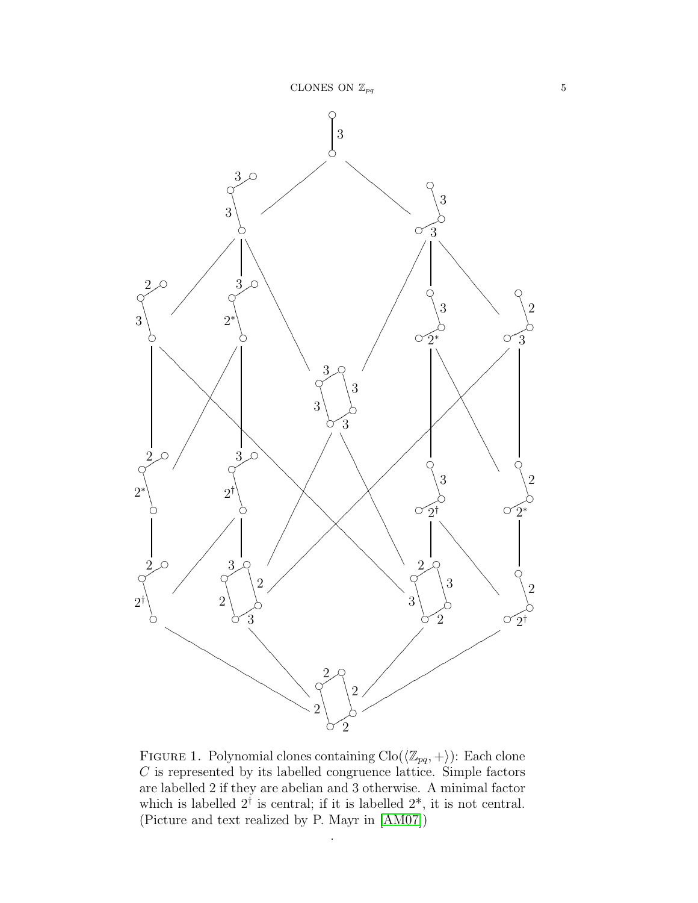FIGURE 1. Polynomial clones containing $\mathrm{Clo}(\langle \mathbb{Z}_{pq}, + \rangle)$: Each clone $C$ is represented by its labelled congruence lattice. Simple factors are labelled 2 if they are abelian and 3 otherwise. A minimal factor which is labelled $2^{\dagger}$ is central; if it is labelled $2^{*}$, it is not central. (Picture and text realized by P. Mayr in [AM07])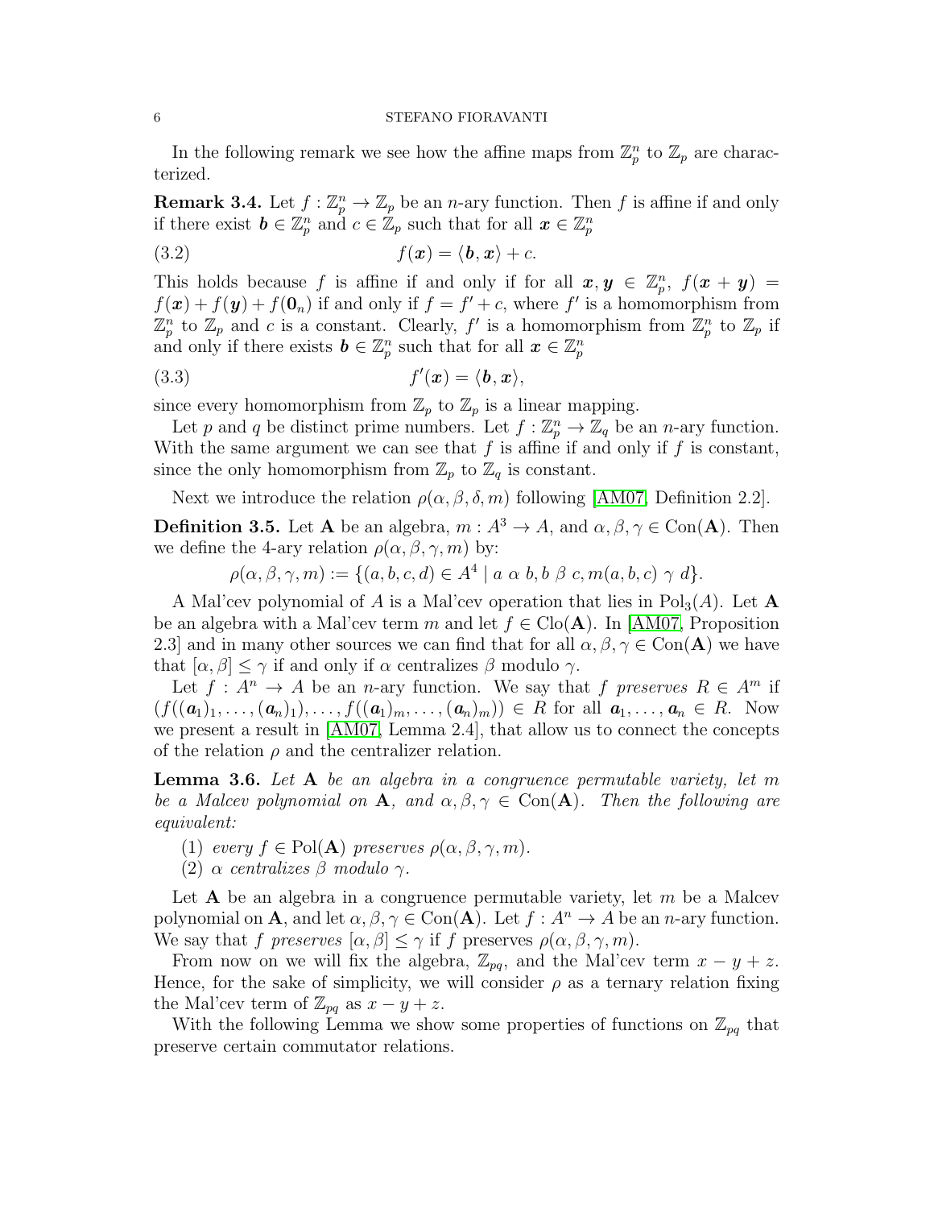In the following remark we see how the affine maps from $\mathbb{Z}_p^n$ to $\mathbb{Z}_p$ are characterized.

**Remark 3.4.** Let $f : \mathbb{Z}_p^n \to \mathbb{Z}_p$ be an $n$-ary function. Then $f$ is affine if and only if there exist $\boldsymbol{b} \in \mathbb{Z}_p^n$ and $c \in \mathbb{Z}_p$ such that for all $\boldsymbol{x} \in \mathbb{Z}_p^n$

$$f(\boldsymbol{x}) = \langle \boldsymbol{b}, \boldsymbol{x} \rangle + c. \tag{3.2}$$

This holds because $f$ is affine if and only if for all $\boldsymbol{x}, \boldsymbol{y} \in \mathbb{Z}_p^n$, $f(\boldsymbol{x} + \boldsymbol{y}) = f(\boldsymbol{x}) + f(\boldsymbol{y}) + f(\boldsymbol{0}_n)$ if and only if $f = f' + c$, where $f'$ is a homomorphism from $\mathbb{Z}_p^n$ to $\mathbb{Z}_p$ and $c$ is a constant. Clearly, $f'$ is a homomorphism from $\mathbb{Z}_p^n$ to $\mathbb{Z}_p$ if and only if there exists $\boldsymbol{b} \in \mathbb{Z}_p^n$ such that for all $\boldsymbol{x} \in \mathbb{Z}_p^n$

$$f'(\boldsymbol{x}) = \langle \boldsymbol{b}, \boldsymbol{x} \rangle, \tag{3.3}$$

since every homomorphism from $\mathbb{Z}_p$ to $\mathbb{Z}_p$ is a linear mapping.

Let $p$ and $q$ be distinct prime numbers. Let $f : \mathbb{Z}_p^n \to \mathbb{Z}_q$ be an $n$-ary function. With the same argument we can see that $f$ is affine if and only if $f$ is constant, since the only homomorphism from $\mathbb{Z}_p$ to $\mathbb{Z}_q$ is constant.

Next we introduce the relation $\rho(\alpha, \beta, \delta, m)$ following [AM07, Definition 2.2].

**Definition 3.5.** Let $\mathbf{A}$ be an algebra, $m : A^3 \to A$, and $\alpha, \beta, \gamma \in \mathrm{Con}(\mathbf{A})$. Then we define the 4-ary relation $\rho(\alpha, \beta, \gamma, m)$ by:

$$\rho(\alpha, \beta, \gamma, m) := \{(a, b, c, d) \in A^4 \mid a \; \alpha \; b, b \; \beta \; c, m(a, b, c) \; \gamma \; d\}.$$

A Mal'cev polynomial of $A$ is a Mal'cev operation that lies in $\mathrm{Pol}_3(A)$. Let $\mathbf{A}$ be an algebra with a Mal'cev term $m$ and let $f \in \mathrm{Clo}(\mathbf{A})$. In [AM07, Proposition 2.3] and in many other sources we can find that for all $\alpha, \beta, \gamma \in \mathrm{Con}(\mathbf{A})$ we have that $[\alpha, \beta] \leq \gamma$ if and only if $\alpha$ centralizes $\beta$ modulo $\gamma$.

Let $f : A^n \to A$ be an $n$-ary function. We say that $f$ *preserves* $R \in A^m$ if $(f((\boldsymbol{a}_1)_1, \dots, (\boldsymbol{a}_n)_1), \dots, f((\boldsymbol{a}_1)_m, \dots, (\boldsymbol{a}_n)_m)) \in R$ for all $\boldsymbol{a}_1, \dots, \boldsymbol{a}_n \in R$. Now we present a result in [AM07, Lemma 2.4], that allow us to connect the concepts of the relation $\rho$ and the centralizer relation.

**Lemma 3.6.** *Let $\mathbf{A}$ be an algebra in a congruence permutable variety, let $m$ be a Malcev polynomial on $\mathbf{A}$, and $\alpha, \beta, \gamma \in \mathrm{Con}(\mathbf{A})$. Then the following are equivalent:*

1. *every $f \in \mathrm{Pol}(\mathbf{A})$ preserves $\rho(\alpha, \beta, \gamma, m)$.*
2. *$\alpha$ centralizes $\beta$ modulo $\gamma$.*

Let $\mathbf{A}$ be an algebra in a congruence permutable variety, let $m$ be a Malcev polynomial on $\mathbf{A}$, and let $\alpha, \beta, \gamma \in \mathrm{Con}(\mathbf{A})$. Let $f : A^n \to A$ be an $n$-ary function. We say that $f$ *preserves* $[\alpha, \beta] \leq \gamma$ if $f$ preserves $\rho(\alpha, \beta, \gamma, m)$.

From now on we will fix the algebra, $\mathbb{Z}_{pq}$, and the Mal'cev term $x - y + z$. Hence, for the sake of simplicity, we will consider $\rho$ as a ternary relation fixing the Mal'cev term of $\mathbb{Z}_{pq}$ as $x - y + z$.

With the following Lemma we show some properties of functions on $\mathbb{Z}_{pq}$ that preserve certain commutator relations.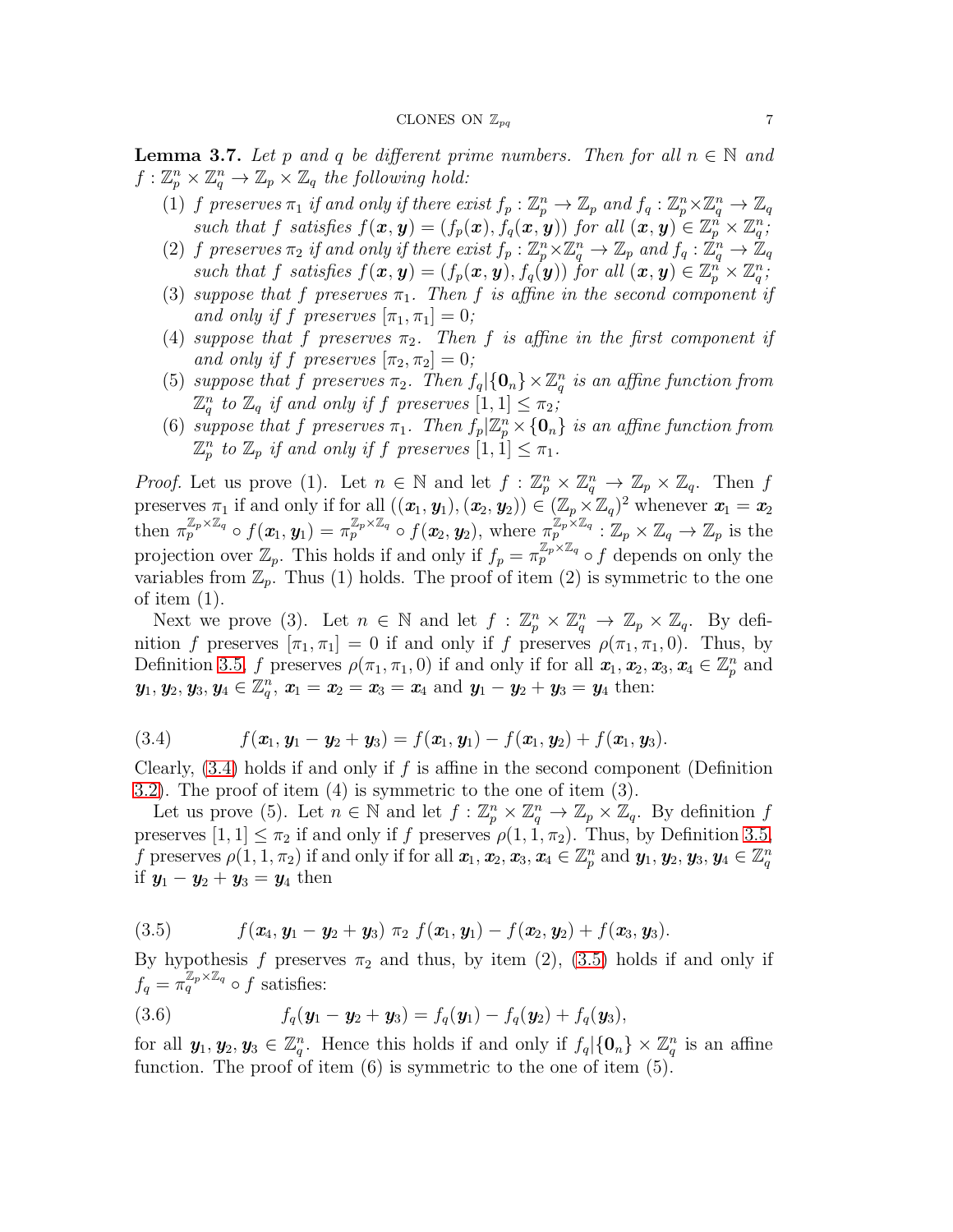**Lemma 3.7.** *Let $p$ and $q$ be different prime numbers. Then for all $n \in \mathbb{N}$ and $f : \mathbb{Z}_p^n \times \mathbb{Z}_q^n \to \mathbb{Z}_p \times \mathbb{Z}_q$ the following hold:*

1. *$f$ preserves $\pi_1$ if and only if there exist $f_p : \mathbb{Z}_p^n \to \mathbb{Z}_p$ and $f_q : \mathbb{Z}_p^n \times \mathbb{Z}_q^n \to \mathbb{Z}_q$ such that $f$ satisfies $f(\boldsymbol{x}, \boldsymbol{y}) = (f_p(\boldsymbol{x}), f_q(\boldsymbol{x}, \boldsymbol{y}))$ for all $(\boldsymbol{x}, \boldsymbol{y}) \in \mathbb{Z}_p^n \times \mathbb{Z}_q^n$;*
2. *$f$ preserves $\pi_2$ if and only if there exist $f_p : \mathbb{Z}_p^n \times \mathbb{Z}_q^n \to \mathbb{Z}_p$ and $f_q : \mathbb{Z}_q^n \to \mathbb{Z}_q$ such that $f$ satisfies $f(\boldsymbol{x}, \boldsymbol{y}) = (f_p(\boldsymbol{x}, \boldsymbol{y}), f_q(\boldsymbol{y}))$ for all $(\boldsymbol{x}, \boldsymbol{y}) \in \mathbb{Z}_p^n \times \mathbb{Z}_q^n$;*
3. *suppose that $f$ preserves $\pi_1$. Then $f$ is affine in the second component if and only if $f$ preserves $[\pi_1, \pi_1] = 0$;*
4. *suppose that $f$ preserves $\pi_2$. Then $f$ is affine in the first component if and only if $f$ preserves $[\pi_2, \pi_2] = 0$;*
5. *suppose that $f$ preserves $\pi_2$. Then $f_q|\{\mathbf{0}_n\} \times \mathbb{Z}_q^n$ is an affine function from $\mathbb{Z}_q^n$ to $\mathbb{Z}_q$ if and only if $f$ preserves $[1, 1] \leq \pi_2$;*
6. *suppose that $f$ preserves $\pi_1$. Then $f_p|\mathbb{Z}_p^n \times \{\mathbf{0}_n\}$ is an affine function from $\mathbb{Z}_p^n$ to $\mathbb{Z}_p$ if and only if $f$ preserves $[1, 1] \leq \pi_1$.*

*Proof.* Let us prove (1). Let $n \in \mathbb{N}$ and let $f : \mathbb{Z}_p^n \times \mathbb{Z}_q^n \to \mathbb{Z}_p \times \mathbb{Z}_q$. Then $f$ preserves $\pi_1$ if and only if for all $((\boldsymbol{x}_1, \boldsymbol{y}_1), (\boldsymbol{x}_2, \boldsymbol{y}_2)) \in (\mathbb{Z}_p \times \mathbb{Z}_q)^2$ whenever $\boldsymbol{x}_1 = \boldsymbol{x}_2$ then $\pi_p^{\mathbb{Z}_p \times \mathbb{Z}_q} \circ f(\boldsymbol{x}_1, \boldsymbol{y}_1) = \pi_p^{\mathbb{Z}_p \times \mathbb{Z}_q} \circ f(\boldsymbol{x}_2, \boldsymbol{y}_2)$, where $\pi_p^{\mathbb{Z}_p \times \mathbb{Z}_q} : \mathbb{Z}_p \times \mathbb{Z}_q \to \mathbb{Z}_p$ is the projection over $\mathbb{Z}_p$. This holds if and only if $f_p = \pi_p^{\mathbb{Z}_p \times \mathbb{Z}_q} \circ f$ depends on only the variables from $\mathbb{Z}_p$. Thus (1) holds. The proof of item (2) is symmetric to the one of item (1).

Next we prove (3). Let $n \in \mathbb{N}$ and let $f : \mathbb{Z}_p^n \times \mathbb{Z}_q^n \to \mathbb{Z}_p \times \mathbb{Z}_q$. By definition $f$ preserves $[\pi_1, \pi_1] = 0$ if and only if $f$ preserves $\rho(\pi_1, \pi_1, 0)$. Thus, by Definition 3.5, $f$ preserves $\rho(\pi_1, \pi_1, 0)$ if and only if for all $\boldsymbol{x}_1, \boldsymbol{x}_2, \boldsymbol{x}_3, \boldsymbol{x}_4 \in \mathbb{Z}_p^n$ and $\boldsymbol{y}_1, \boldsymbol{y}_2, \boldsymbol{y}_3, \boldsymbol{y}_4 \in \mathbb{Z}_q^n$, $\boldsymbol{x}_1 = \boldsymbol{x}_2 = \boldsymbol{x}_3 = \boldsymbol{x}_4$ and $\boldsymbol{y}_1 - \boldsymbol{y}_2 + \boldsymbol{y}_3 = \boldsymbol{y}_4$ then:

$$f(\boldsymbol{x}_1, \boldsymbol{y}_1 - \boldsymbol{y}_2 + \boldsymbol{y}_3) = f(\boldsymbol{x}_1, \boldsymbol{y}_1) - f(\boldsymbol{x}_1, \boldsymbol{y}_2) + f(\boldsymbol{x}_1, \boldsymbol{y}_3). \tag{3.4}$$

Clearly, (3.4) holds if and only if $f$ is affine in the second component (Definition 3.2). The proof of item (4) is symmetric to the one of item (3).

Let us prove (5). Let $n \in \mathbb{N}$ and let $f : \mathbb{Z}_p^n \times \mathbb{Z}_q^n \to \mathbb{Z}_p \times \mathbb{Z}_q$. By definition $f$ preserves $[1, 1] \leq \pi_2$ if and only if $f$ preserves $\rho(1, 1, \pi_2)$. Thus, by Definition 3.5, $f$ preserves $\rho(1, 1, \pi_2)$ if and only if for all $\boldsymbol{x}_1, \boldsymbol{x}_2, \boldsymbol{x}_3, \boldsymbol{x}_4 \in \mathbb{Z}_p^n$ and $\boldsymbol{y}_1, \boldsymbol{y}_2, \boldsymbol{y}_3, \boldsymbol{y}_4 \in \mathbb{Z}_q^n$ if $\boldsymbol{y}_1 - \boldsymbol{y}_2 + \boldsymbol{y}_3 = \boldsymbol{y}_4$ then

$$f(\boldsymbol{x}_4, \boldsymbol{y}_1 - \boldsymbol{y}_2 + \boldsymbol{y}_3) \ \pi_2 \ f(\boldsymbol{x}_1, \boldsymbol{y}_1) - f(\boldsymbol{x}_2, \boldsymbol{y}_2) + f(\boldsymbol{x}_3, \boldsymbol{y}_3). \tag{3.5}$$

By hypothesis $f$ preserves $\pi_2$ and thus, by item (2), (3.5) holds if and only if $f_q = \pi_q^{\mathbb{Z}_p \times \mathbb{Z}_q} \circ f$ satisfies:

$$f_q(\boldsymbol{y}_1 - \boldsymbol{y}_2 + \boldsymbol{y}_3) = f_q(\boldsymbol{y}_1) - f_q(\boldsymbol{y}_2) + f_q(\boldsymbol{y}_3), \tag{3.6}$$

for all $\boldsymbol{y}_1, \boldsymbol{y}_2, \boldsymbol{y}_3 \in \mathbb{Z}_q^n$. Hence this holds if and only if $f_q|\{\mathbf{0}_n\} \times \mathbb{Z}_q^n$ is an affine function. The proof of item (6) is symmetric to the one of item (5).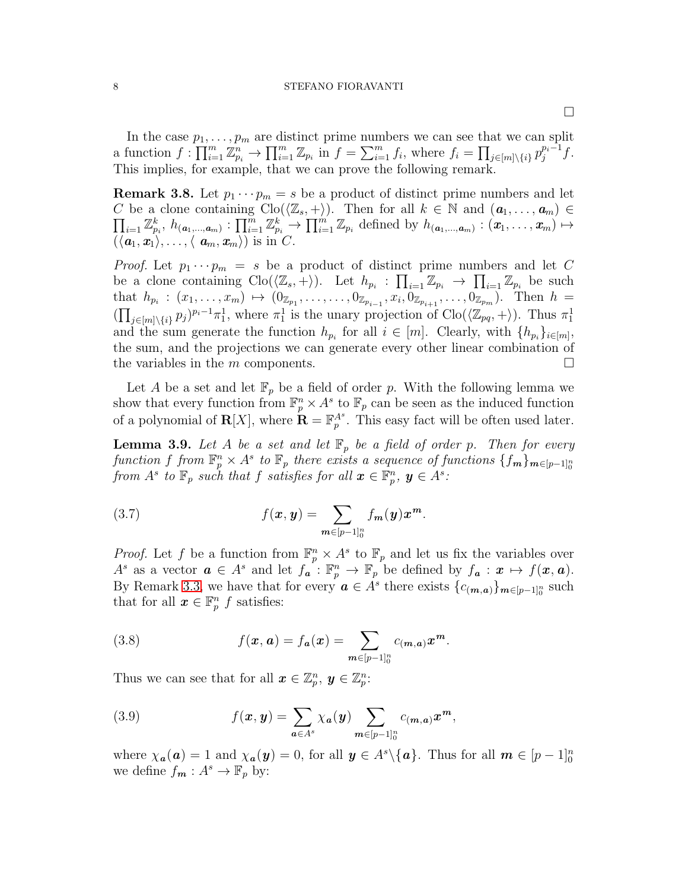□

In the case $p_1, \dots, p_m$ are distinct prime numbers we can see that we can split a function $f : \prod_{i=1}^m \mathbb{Z}_{p_i}^n \to \prod_{i=1}^m \mathbb{Z}_{p_i}$ in $f = \sum_{i=1}^m f_i$, where $f_i = \prod_{j\in[m]\setminus\{i\}} p_j^{p_i-1} f$. This implies, for example, that we can prove the following remark.

**Remark 3.8.** Let $p_1 \cdots p_m = s$ be a product of distinct prime numbers and let $C$ be a clone containing $\mathrm{Clo}(\langle \mathbb{Z}_s, + \rangle)$. Then for all $k \in \mathbb{N}$ and $(\boldsymbol{a}_1, \dots, \boldsymbol{a}_m) \in \prod_{i=1} \mathbb{Z}_{p_i}^k$, $h_{(\boldsymbol{a}_1,\dots,\boldsymbol{a}_m)} : \prod_{i=1}^m \mathbb{Z}_{p_i}^k \to \prod_{i=1}^m \mathbb{Z}_{p_i}$ defined by $h_{(\boldsymbol{a}_1,\dots,\boldsymbol{a}_m)} : (\boldsymbol{x}_1, \dots, \boldsymbol{x}_m) \mapsto (\langle \boldsymbol{a}_1, \boldsymbol{x}_1\rangle, \dots, \langle\ \boldsymbol{a}_m, \boldsymbol{x}_m\rangle)$ is in $C$.

*Proof.* Let $p_1 \cdots p_m = s$ be a product of distinct prime numbers and let $C$ be a clone containing $\mathrm{Clo}(\langle \mathbb{Z}_s, + \rangle)$. Let $h_{p_i} : \prod_{i=1} \mathbb{Z}_{p_i} \to \prod_{i=1} \mathbb{Z}_{p_i}$ be such that $h_{p_i} : (x_1, \dots, x_m) \mapsto (0_{\mathbb{Z}_{p_1}}, \dots, \dots, 0_{\mathbb{Z}_{p_{i-1}}}, x_i, 0_{\mathbb{Z}_{p_{i+1}}}, \dots, 0_{\mathbb{Z}_{p_m}})$. Then $h = (\prod_{j\in[m]\setminus\{i\}} p_j)^{p_i-1}\pi_1^1$, where $\pi_1^1$ is the unary projection of $\mathrm{Clo}(\langle \mathbb{Z}_{pq}, + \rangle)$. Thus $\pi_1^1$ and the sum generate the function $h_{p_i}$ for all $i \in [m]$. Clearly, with $\{h_{p_i}\}_{i\in[m]}$, the sum, and the projections we can generate every other linear combination of the variables in the $m$ components. □

Let $A$ be a set and let $\mathbb{F}_p$ be a field of order $p$. With the following lemma we show that every function from $\mathbb{F}_p^n \times A^s$ to $\mathbb{F}_p$ can be seen as the induced function of a polynomial of $\mathbf{R}[X]$, where $\mathbf{R} = \mathbb{F}_p^{A^s}$. This easy fact will be often used later.

**Lemma 3.9.** *Let $A$ be a set and let $\mathbb{F}_p$ be a field of order $p$. Then for every function $f$ from $\mathbb{F}_p^n \times A^s$ to $\mathbb{F}_p$ there exists a sequence of functions $\{f_{\boldsymbol{m}}\}_{\boldsymbol{m}\in[p-1]_0^n}$ from $A^s$ to $\mathbb{F}_p$ such that $f$ satisfies for all $\boldsymbol{x} \in \mathbb{F}_p^n$, $\boldsymbol{y} \in A^s$:*

$$f(\boldsymbol{x}, \boldsymbol{y}) = \sum_{\boldsymbol{m}\in[p-1]_0^n} f_{\boldsymbol{m}}(\boldsymbol{y})\boldsymbol{x}^{\boldsymbol{m}}. \tag{3.7}$$

*Proof.* Let $f$ be a function from $\mathbb{F}_p^n \times A^s$ to $\mathbb{F}_p$ and let us fix the variables over $A^s$ as a vector $\boldsymbol{a} \in A^s$ and let $f_{\boldsymbol{a}} : \mathbb{F}_p^n \to \mathbb{F}_p$ be defined by $f_{\boldsymbol{a}} : \boldsymbol{x} \mapsto f(\boldsymbol{x}, \boldsymbol{a})$. By Remark 3.3, we have that for every $\boldsymbol{a} \in A^s$ there exists $\{c_{(\boldsymbol{m},\boldsymbol{a})}\}_{\boldsymbol{m}\in[p-1]_0^n}$ such that for all $\boldsymbol{x} \in \mathbb{F}_p^n$ $f$ satisfies:

$$f(\boldsymbol{x}, \boldsymbol{a}) = f_{\boldsymbol{a}}(\boldsymbol{x}) = \sum_{\boldsymbol{m}\in[p-1]_0^n} c_{(\boldsymbol{m},\boldsymbol{a})}\boldsymbol{x}^{\boldsymbol{m}}. \tag{3.8}$$

Thus we can see that for all $\boldsymbol{x} \in \mathbb{Z}_p^n$, $\boldsymbol{y} \in \mathbb{Z}_p^n$:

$$f(\boldsymbol{x}, \boldsymbol{y}) = \sum_{\boldsymbol{a}\in A^s} \chi_{\boldsymbol{a}}(\boldsymbol{y}) \sum_{\boldsymbol{m}\in[p-1]_0^n} c_{(\boldsymbol{m},\boldsymbol{a})}\boldsymbol{x}^{\boldsymbol{m}}, \tag{3.9}$$

where $\chi_{\boldsymbol{a}}(\boldsymbol{a}) = 1$ and $\chi_{\boldsymbol{a}}(\boldsymbol{y}) = 0$, for all $\boldsymbol{y} \in A^s\setminus\{\boldsymbol{a}\}$. Thus for all $\boldsymbol{m} \in [p-1]_0^n$ we define $f_{\boldsymbol{m}} : A^s \to \mathbb{F}_p$ by: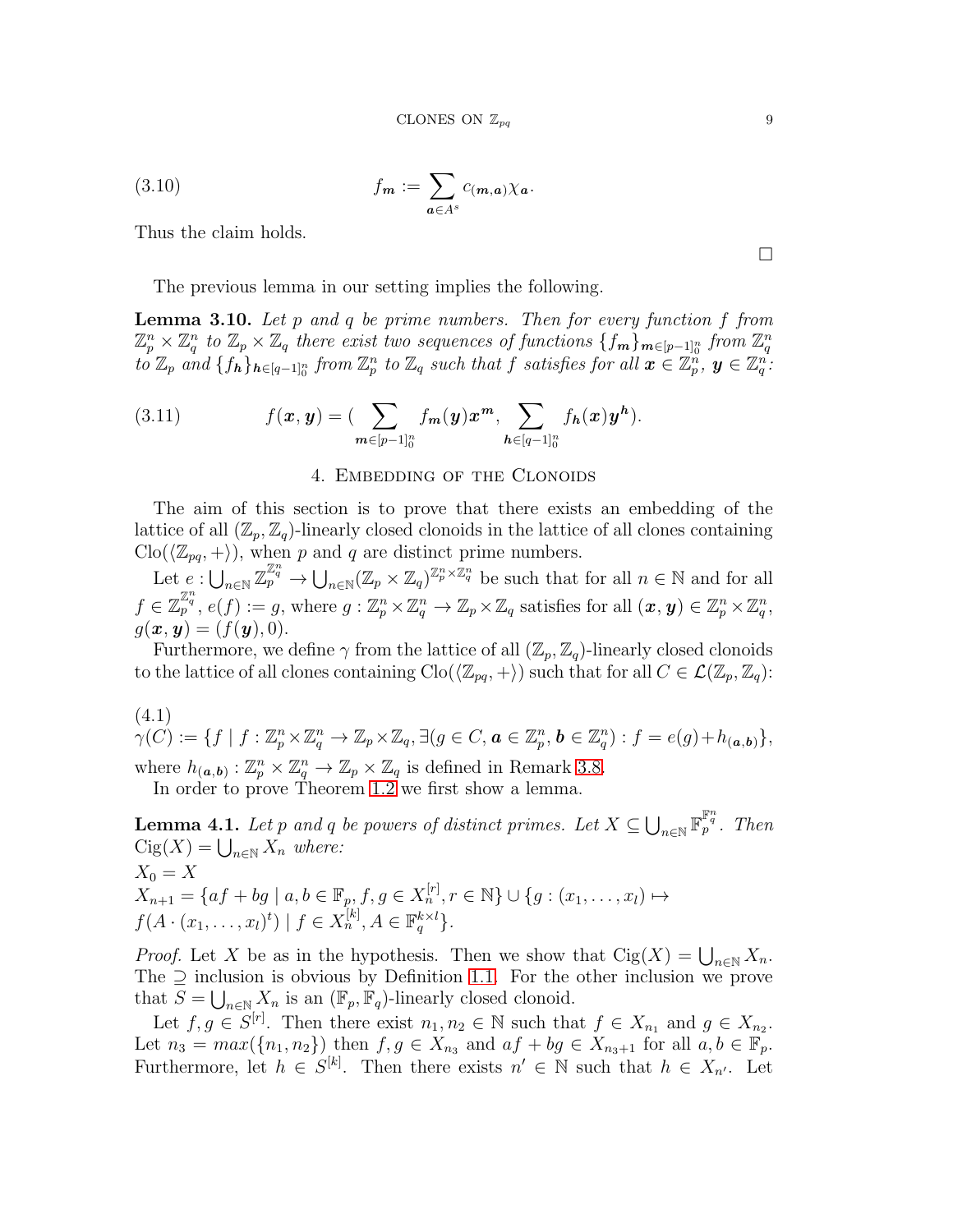$$f_{\boldsymbol{m}} := \sum_{\boldsymbol{a} \in A^s} c_{(\boldsymbol{m},\boldsymbol{a})} \chi_{\boldsymbol{a}}. \tag{3.10}$$

Thus the claim holds.

□

The previous lemma in our setting implies the following.

**Lemma 3.10.** *Let $p$ and $q$ be prime numbers. Then for every function $f$ from $\mathbb{Z}_p^n \times \mathbb{Z}_q^n$ to $\mathbb{Z}_p \times \mathbb{Z}_q$ there exist two sequences of functions $\{f_{\boldsymbol{m}}\}_{\boldsymbol{m} \in [p-1]_0^n}$ from $\mathbb{Z}_q^n$ to $\mathbb{Z}_p$ and $\{f_{\boldsymbol{h}}\}_{\boldsymbol{h} \in [q-1]_0^n}$ from $\mathbb{Z}_p^n$ to $\mathbb{Z}_q$ such that $f$ satisfies for all $\boldsymbol{x} \in \mathbb{Z}_p^n$, $\boldsymbol{y} \in \mathbb{Z}_q^n$:*

$$f(\boldsymbol{x}, \boldsymbol{y}) = \Big(\sum_{\boldsymbol{m} \in [p-1]_0^n} f_{\boldsymbol{m}}(\boldsymbol{y}) \boldsymbol{x}^{\boldsymbol{m}}, \sum_{\boldsymbol{h} \in [q-1]_0^n} f_{\boldsymbol{h}}(\boldsymbol{x}) \boldsymbol{y}^{\boldsymbol{h}}\Big). \tag{3.11}$$

## 4. Embedding of the Clonoids

The aim of this section is to prove that there exists an embedding of the lattice of all $(\mathbb{Z}_p, \mathbb{Z}_q)$-linearly closed clonoids in the lattice of all clones containing $\mathrm{Clo}(\langle \mathbb{Z}_{pq}, + \rangle)$, when $p$ and $q$ are distinct prime numbers.

Let $e : \bigcup_{n \in \mathbb{N}} \mathbb{Z}_p^{\mathbb{Z}_q^n} \to \bigcup_{n \in \mathbb{N}} (\mathbb{Z}_p \times \mathbb{Z}_q)^{\mathbb{Z}_p^n \times \mathbb{Z}_q^n}$ be such that for all $n \in \mathbb{N}$ and for all $f \in \mathbb{Z}_p^{\mathbb{Z}_q^n}$, $e(f) := g$, where $g : \mathbb{Z}_p^n \times \mathbb{Z}_q^n \to \mathbb{Z}_p \times \mathbb{Z}_q$ satisfies for all $(\boldsymbol{x}, \boldsymbol{y}) \in \mathbb{Z}_p^n \times \mathbb{Z}_q^n$, $g(\boldsymbol{x}, \boldsymbol{y}) = (f(\boldsymbol{y}), 0)$.

Furthermore, we define $\gamma$ from the lattice of all $(\mathbb{Z}_p, \mathbb{Z}_q)$-linearly closed clonoids to the lattice of all clones containing $\mathrm{Clo}(\langle \mathbb{Z}_{pq}, + \rangle)$ such that for all $C \in \mathcal{L}(\mathbb{Z}_p, \mathbb{Z}_q)$:

$$\gamma(C) := \{f \mid f : \mathbb{Z}_p^n \times \mathbb{Z}_q^n \to \mathbb{Z}_p \times \mathbb{Z}_q, \exists (g \in C, \boldsymbol{a} \in \mathbb{Z}_p^n, \boldsymbol{b} \in \mathbb{Z}_q^n) : f = e(g) + h_{(\boldsymbol{a},\boldsymbol{b})}\}, \tag{4.1}$$

where $h_{(\boldsymbol{a},\boldsymbol{b})} : \mathbb{Z}_p^n \times \mathbb{Z}_q^n \to \mathbb{Z}_p \times \mathbb{Z}_q$ is defined in Remark 3.8.

In order to prove Theorem 1.2 we first show a lemma.

**Lemma 4.1.** *Let $p$ and $q$ be powers of distinct primes. Let $X \subseteq \bigcup_{n \in \mathbb{N}} \mathbb{F}_p^{\mathbb{F}_q^n}$. Then $\mathrm{Cig}(X) = \bigcup_{n \in \mathbb{N}} X_n$ where:*
*$X_0 = X$*
*$X_{n+1} = \{af + bg \mid a, b \in \mathbb{F}_p, f, g \in X_n^{[r]}, r \in \mathbb{N}\} \cup \{g : (x_1, \dots, x_l) \mapsto f(A \cdot (x_1, \dots, x_l)^t) \mid f \in X_n^{[k]}, A \in \mathbb{F}_q^{k \times l}\}$.*

*Proof.* Let $X$ be as in the hypothesis. Then we show that $\mathrm{Cig}(X) = \bigcup_{n \in \mathbb{N}} X_n$. The $\supseteq$ inclusion is obvious by Definition 1.1. For the other inclusion we prove that $S = \bigcup_{n \in \mathbb{N}} X_n$ is an $(\mathbb{F}_p, \mathbb{F}_q)$-linearly closed clonoid.

Let $f, g \in S^{[r]}$. Then there exist $n_1, n_2 \in \mathbb{N}$ such that $f \in X_{n_1}$ and $g \in X_{n_2}$. Let $n_3 = max(\{n_1, n_2\})$ then $f, g \in X_{n_3}$ and $af + bg \in X_{n_3+1}$ for all $a, b \in \mathbb{F}_p$. Furthermore, let $h \in S^{[k]}$. Then there exists $n' \in \mathbb{N}$ such that $h \in X_{n'}$. Let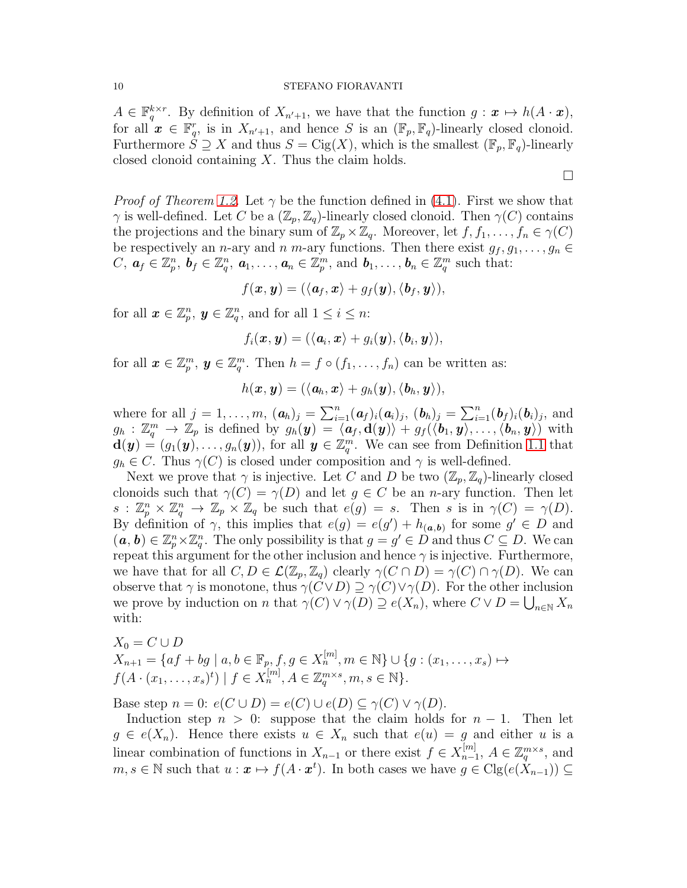$A \in \mathbb{F}_q^{k\times r}$. By definition of $X_{n'+1}$, we have that the function $g : \boldsymbol{x} \mapsto h(A \cdot \boldsymbol{x})$, for all $\boldsymbol{x} \in \mathbb{F}_q^r$, is in $X_{n'+1}$, and hence $S$ is an $(\mathbb{F}_p, \mathbb{F}_q)$-linearly closed clonoid. Furthermore $S \supseteq X$ and thus $S = \mathrm{Cig}(X)$, which is the smallest $(\mathbb{F}_p, \mathbb{F}_q)$-linearly closed clonoid containing $X$. Thus the claim holds.

□

*Proof of Theorem 1.2.* Let $\gamma$ be the function defined in (4.1). First we show that $\gamma$ is well-defined. Let $C$ be a $(\mathbb{Z}_p, \mathbb{Z}_q)$-linearly closed clonoid. Then $\gamma(C)$ contains the projections and the binary sum of $\mathbb{Z}_p \times \mathbb{Z}_q$. Moreover, let $f, f_1, \dots, f_n \in \gamma(C)$ be respectively an $n$-ary and $n$ $m$-ary functions. Then there exist $g_f, g_1, \dots, g_n \in C$, $\boldsymbol{a}_f \in \mathbb{Z}_p^n$, $\boldsymbol{b}_f \in \mathbb{Z}_q^n$, $\boldsymbol{a}_1, \dots, \boldsymbol{a}_n \in \mathbb{Z}_p^m$, and $\boldsymbol{b}_1, \dots, \boldsymbol{b}_n \in \mathbb{Z}_q^m$ such that:

$$f(\boldsymbol{x}, \boldsymbol{y}) = (\langle \boldsymbol{a}_f, \boldsymbol{x}\rangle + g_f(\boldsymbol{y}), \langle \boldsymbol{b}_f, \boldsymbol{y}\rangle),$$

for all $\boldsymbol{x} \in \mathbb{Z}_p^n$, $\boldsymbol{y} \in \mathbb{Z}_q^n$, and for all $1 \leq i \leq n$:

$$f_i(\boldsymbol{x}, \boldsymbol{y}) = (\langle \boldsymbol{a}_i, \boldsymbol{x}\rangle + g_i(\boldsymbol{y}), \langle \boldsymbol{b}_i, \boldsymbol{y}\rangle),$$

for all $\boldsymbol{x} \in \mathbb{Z}_p^m$, $\boldsymbol{y} \in \mathbb{Z}_q^m$. Then $h = f \circ (f_1, \dots, f_n)$ can be written as:

$$h(\boldsymbol{x}, \boldsymbol{y}) = (\langle \boldsymbol{a}_h, \boldsymbol{x}\rangle + g_h(\boldsymbol{y}), \langle \boldsymbol{b}_h, \boldsymbol{y}\rangle),$$

where for all $j = 1, \dots, m$, $(\boldsymbol{a}_h)_j = \sum_{i=1}^n (\boldsymbol{a}_f)_i (\boldsymbol{a}_i)_j$, $(\boldsymbol{b}_h)_j = \sum_{i=1}^n (\boldsymbol{b}_f)_i (\boldsymbol{b}_i)_j$, and $g_h : \mathbb{Z}_q^m \to \mathbb{Z}_p$ is defined by $g_h(\boldsymbol{y}) = \langle \boldsymbol{a}_f, \mathbf{d}(\boldsymbol{y})\rangle + g_f(\langle \boldsymbol{b}_1, \boldsymbol{y}\rangle, \dots, \langle \boldsymbol{b}_n, \boldsymbol{y}\rangle)$ with $\mathbf{d}(\boldsymbol{y}) = (g_1(\boldsymbol{y}), \dots, g_n(\boldsymbol{y}))$, for all $\boldsymbol{y} \in \mathbb{Z}_q^m$. We can see from Definition 1.1 that $g_h \in C$. Thus $\gamma(C)$ is closed under composition and $\gamma$ is well-defined.

Next we prove that $\gamma$ is injective. Let $C$ and $D$ be two $(\mathbb{Z}_p, \mathbb{Z}_q)$-linearly closed clonoids such that $\gamma(C) = \gamma(D)$ and let $g \in C$ be an $n$-ary function. Then let $s : \mathbb{Z}_p^n \times \mathbb{Z}_q^n \to \mathbb{Z}_p \times \mathbb{Z}_q$ be such that $e(g) = s$. Then $s$ is in $\gamma(C) = \gamma(D)$. By definition of $\gamma$, this implies that $e(g) = e(g') + h_{(\boldsymbol{a},\boldsymbol{b})}$ for some $g' \in D$ and $(\boldsymbol{a}, \boldsymbol{b}) \in \mathbb{Z}_p^n \times \mathbb{Z}_q^n$. The only possibility is that $g = g' \in D$ and thus $C \subseteq D$. We can repeat this argument for the other inclusion and hence $\gamma$ is injective. Furthermore, we have that for all $C, D \in \mathcal{L}(\mathbb{Z}_p, \mathbb{Z}_q)$ clearly $\gamma(C \cap D) = \gamma(C) \cap \gamma(D)$. We can observe that $\gamma$ is monotone, thus $\gamma(C \vee D) \supseteq \gamma(C) \vee \gamma(D)$. For the other inclusion we prove by induction on $n$ that $\gamma(C) \vee \gamma(D) \supseteq e(X_n)$, where $C \vee D = \bigcup_{n\in\mathbb{N}} X_n$ with:

$X_0 = C \cup D$
$X_{n+1} = \{af + bg \mid a, b \in \mathbb{F}_p, f, g \in X_n^{[m]}, m \in \mathbb{N}\} \cup \{g : (x_1, \dots, x_s) \mapsto f(A \cdot (x_1, \dots, x_s)^t) \mid f \in X_n^{[m]}, A \in \mathbb{Z}_q^{m\times s}, m, s \in \mathbb{N}\}$.

Base step $n = 0$: $e(C \cup D) = e(C) \cup e(D) \subseteq \gamma(C) \vee \gamma(D)$.

Induction step $n > 0$: suppose that the claim holds for $n - 1$. Then let $g \in e(X_n)$. Hence there exists $u \in X_n$ such that $e(u) = g$ and either $u$ is a linear combination of functions in $X_{n-1}$ or there exist $f \in X_{n-1}^{[m]}$, $A \in \mathbb{Z}_q^{m\times s}$, and $m, s \in \mathbb{N}$ such that $u : \boldsymbol{x} \mapsto f(A \cdot \boldsymbol{x}^t)$. In both cases we have $g \in \mathrm{Clg}(e(X_{n-1})) \subseteq$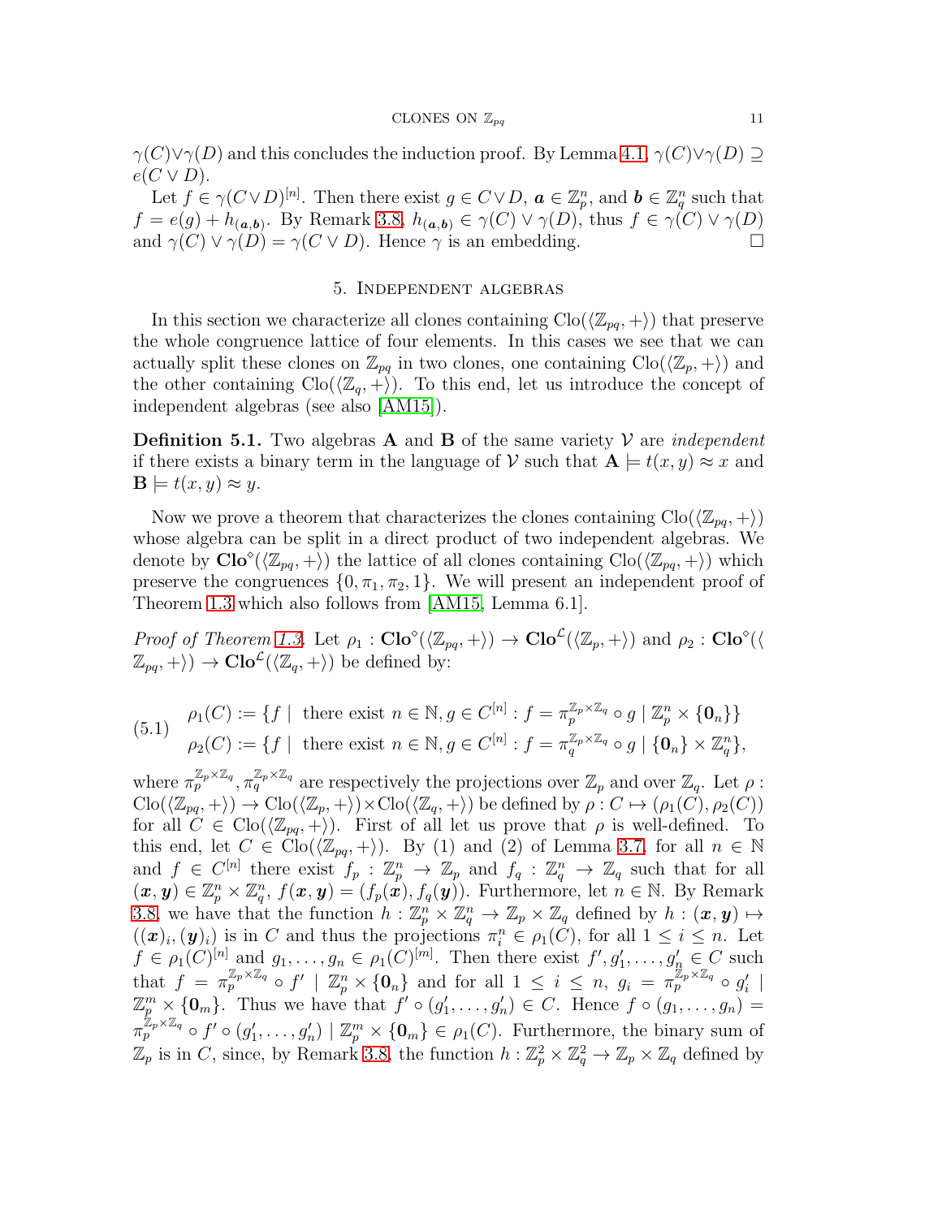$\gamma(C) \vee \gamma(D)$ and this concludes the induction proof. By Lemma 4.1, $\gamma(C) \vee \gamma(D) \supseteq e(C \vee D)$.

Let $f \in \gamma(C \vee D)^{[n]}$. Then there exist $g \in C \vee D$, $\boldsymbol{a} \in \mathbb{Z}_p^n$, and $\boldsymbol{b} \in \mathbb{Z}_q^n$ such that $f = e(g) + h_{(\boldsymbol{a},\boldsymbol{b})}$. By Remark 3.8, $h_{(\boldsymbol{a},\boldsymbol{b})} \in \gamma(C) \vee \gamma(D)$, thus $f \in \gamma(C) \vee \gamma(D)$ and $\gamma(C) \vee \gamma(D) = \gamma(C \vee D)$. Hence $\gamma$ is an embedding. □

## 5. Independent algebras

In this section we characterize all clones containing $\mathrm{Clo}(\langle \mathbb{Z}_{pq}, + \rangle)$ that preserve the whole congruence lattice of four elements. In this cases we see that we can actually split these clones on $\mathbb{Z}_{pq}$ in two clones, one containing $\mathrm{Clo}(\langle \mathbb{Z}_p, + \rangle)$ and the other containing $\mathrm{Clo}(\langle \mathbb{Z}_q, + \rangle)$. To this end, let us introduce the concept of independent algebras (see also [AM15]).

**Definition 5.1.** Two algebras $\mathbf{A}$ and $\mathbf{B}$ of the same variety $\mathcal{V}$ are *independent* if there exists a binary term in the language of $\mathcal{V}$ such that $\mathbf{A} \models t(x, y) \approx x$ and $\mathbf{B} \models t(x, y) \approx y$.

Now we prove a theorem that characterizes the clones containing $\mathrm{Clo}(\langle \mathbb{Z}_{pq}, + \rangle)$ whose algebra can be split in a direct product of two independent algebras. We denote by $\mathbf{Clo}^{\diamond}(\langle \mathbb{Z}_{pq}, + \rangle)$ the lattice of all clones containing $\mathrm{Clo}(\langle \mathbb{Z}_{pq}, + \rangle)$ which preserve the congruences $\{0, \pi_1, \pi_2, 1\}$. We will present an independent proof of Theorem 1.3 which also follows from [AM15, Lemma 6.1].

*Proof of Theorem 1.3.* Let $\rho_1 : \mathbf{Clo}^{\diamond}(\langle \mathbb{Z}_{pq}, + \rangle) \to \mathbf{Clo}^{\mathcal{L}}(\langle \mathbb{Z}_p, + \rangle)$ and $\rho_2 : \mathbf{Clo}^{\diamond}(\langle \mathbb{Z}_{pq}, + \rangle) \to \mathbf{Clo}^{\mathcal{L}}(\langle \mathbb{Z}_q, + \rangle)$ be defined by:

$$
\begin{aligned}
\rho_1(C) &:= \{f \mid \text{ there exist } n \in \mathbb{N}, g \in C^{[n]} : f = \pi_p^{\mathbb{Z}_p \times \mathbb{Z}_q} \circ g \mid \mathbb{Z}_p^n \times \{\mathbf{0}_n\}\} \\
\rho_2(C) &:= \{f \mid \text{ there exist } n \in \mathbb{N}, g \in C^{[n]} : f = \pi_q^{\mathbb{Z}_p \times \mathbb{Z}_q} \circ g \mid \{\mathbf{0}_n\} \times \mathbb{Z}_q^n\},
\end{aligned}
\tag{5.1}
$$

where $\pi_p^{\mathbb{Z}_p \times \mathbb{Z}_q}, \pi_q^{\mathbb{Z}_p \times \mathbb{Z}_q}$ are respectively the projections over $\mathbb{Z}_p$ and over $\mathbb{Z}_q$. Let $\rho : \mathrm{Clo}(\langle \mathbb{Z}_{pq}, + \rangle) \to \mathrm{Clo}(\langle \mathbb{Z}_p, + \rangle) \times \mathrm{Clo}(\langle \mathbb{Z}_q, + \rangle)$ be defined by $\rho : C \mapsto (\rho_1(C), \rho_2(C))$ for all $C \in \mathrm{Clo}(\langle \mathbb{Z}_{pq}, + \rangle)$. First of all let us prove that $\rho$ is well-defined. To this end, let $C \in \mathrm{Clo}(\langle \mathbb{Z}_{pq}, + \rangle)$. By (1) and (2) of Lemma 3.7, for all $n \in \mathbb{N}$ and $f \in C^{[n]}$ there exist $f_p : \mathbb{Z}_p^n \to \mathbb{Z}_p$ and $f_q : \mathbb{Z}_q^n \to \mathbb{Z}_q$ such that for all $(\boldsymbol{x}, \boldsymbol{y}) \in \mathbb{Z}_p^n \times \mathbb{Z}_q^n$, $f(\boldsymbol{x}, \boldsymbol{y}) = (f_p(\boldsymbol{x}), f_q(\boldsymbol{y}))$. Furthermore, let $n \in \mathbb{N}$. By Remark 3.8, we have that the function $h : \mathbb{Z}_p^n \times \mathbb{Z}_q^n \to \mathbb{Z}_p \times \mathbb{Z}_q$ defined by $h : (\boldsymbol{x}, \boldsymbol{y}) \mapsto ((\boldsymbol{x})_i, (\boldsymbol{y})_i)$ is in $C$ and thus the projections $\pi_i^n \in \rho_1(C)$, for all $1 \leq i \leq n$. Let $f \in \rho_1(C)^{[n]}$ and $g_1, \dots, g_n \in \rho_1(C)^{[m]}$. Then there exist $f', g_1', \dots, g_n' \in C$ such that $f = \pi_p^{\mathbb{Z}_p \times \mathbb{Z}_q} \circ f' \mid \mathbb{Z}_p^n \times \{\mathbf{0}_n\}$ and for all $1 \leq i \leq n$, $g_i = \pi_p^{\mathbb{Z}_p \times \mathbb{Z}_q} \circ g_i' \mid \mathbb{Z}_p^m \times \{\mathbf{0}_m\}$. Thus we have that $f' \circ (g_1', \dots, g_n') \in C$. Hence $f \circ (g_1, \dots, g_n) = \pi_p^{\mathbb{Z}_p \times \mathbb{Z}_q} \circ f' \circ (g_1', \dots, g_n') \mid \mathbb{Z}_p^m \times \{\mathbf{0}_m\} \in \rho_1(C)$. Furthermore, the binary sum of $\mathbb{Z}_p$ is in $C$, since, by Remark 3.8, the function $h : \mathbb{Z}_p^2 \times \mathbb{Z}_q^2 \to \mathbb{Z}_p \times \mathbb{Z}_q$ defined by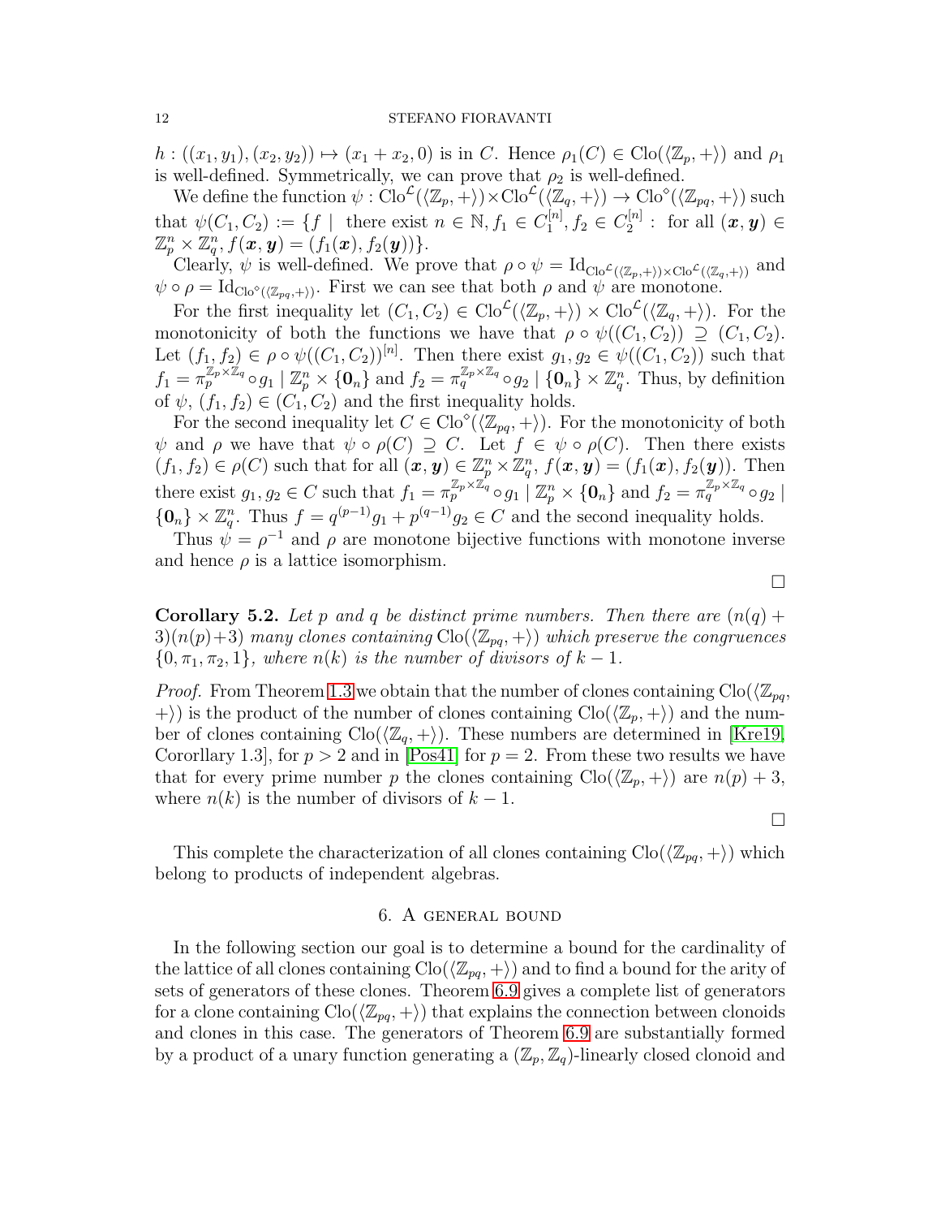$h : ((x_1, y_1), (x_2, y_2)) \mapsto (x_1 + x_2, 0)$ is in $C$. Hence $\rho_1(C) \in \mathrm{Clo}(\langle \mathbb{Z}_p, + \rangle)$ and $\rho_1$ is well-defined. Symmetrically, we can prove that $\rho_2$ is well-defined.

We define the function $\psi : \mathrm{Clo}^{\mathcal{L}}(\langle \mathbb{Z}_p, + \rangle) \times \mathrm{Clo}^{\mathcal{L}}(\langle \mathbb{Z}_q, + \rangle) \to \mathrm{Clo}^{\diamond}(\langle \mathbb{Z}_{pq}, + \rangle)$ such that $\psi(C_1, C_2) := \{f \mid$ there exist $n \in \mathbb{N}, f_1 \in C_1^{[n]}, f_2 \in C_2^{[n]}$ : for all $(\boldsymbol{x}, \boldsymbol{y}) \in \mathbb{Z}_p^n \times \mathbb{Z}_q^n, f(\boldsymbol{x}, \boldsymbol{y}) = (f_1(\boldsymbol{x}), f_2(\boldsymbol{y}))\}$.

Clearly, $\psi$ is well-defined. We prove that $\rho \circ \psi = \mathrm{Id}_{\mathrm{Clo}^{\mathcal{L}}(\langle \mathbb{Z}_p, + \rangle) \times \mathrm{Clo}^{\mathcal{L}}(\langle \mathbb{Z}_q, + \rangle)}$ and $\psi \circ \rho = \mathrm{Id}_{\mathrm{Clo}^{\diamond}(\langle \mathbb{Z}_{pq}, + \rangle)}$. First we can see that both $\rho$ and $\psi$ are monotone.

For the first inequality let $(C_1, C_2) \in \mathrm{Clo}^{\mathcal{L}}(\langle \mathbb{Z}_p, + \rangle) \times \mathrm{Clo}^{\mathcal{L}}(\langle \mathbb{Z}_q, + \rangle)$. For the monotonicity of both the functions we have that $\rho \circ \psi((C_1, C_2)) \supseteq (C_1, C_2)$. Let $(f_1, f_2) \in \rho \circ \psi((C_1, C_2))^{[n]}$. Then there exist $g_1, g_2 \in \psi((C_1, C_2))$ such that $f_1 = \pi_p^{\mathbb{Z}_p \times \mathbb{Z}_q} \circ g_1 \mid \mathbb{Z}_p^n \times \{\mathbf{0}_n\}$ and $f_2 = \pi_q^{\mathbb{Z}_p \times \mathbb{Z}_q} \circ g_2 \mid \{\mathbf{0}_n\} \times \mathbb{Z}_q^n$. Thus, by definition of $\psi$, $(f_1, f_2) \in (C_1, C_2)$ and the first inequality holds.

For the second inequality let $C \in \mathrm{Clo}^{\diamond}(\langle \mathbb{Z}_{pq}, + \rangle)$. For the monotonicity of both $\psi$ and $\rho$ we have that $\psi \circ \rho(C) \supseteq C$. Let $f \in \psi \circ \rho(C)$. Then there exists $(f_1, f_2) \in \rho(C)$ such that for all $(\boldsymbol{x}, \boldsymbol{y}) \in \mathbb{Z}_p^n \times \mathbb{Z}_q^n$, $f(\boldsymbol{x}, \boldsymbol{y}) = (f_1(\boldsymbol{x}), f_2(\boldsymbol{y}))$. Then there exist $g_1, g_2 \in C$ such that $f_1 = \pi_p^{\mathbb{Z}_p \times \mathbb{Z}_q} \circ g_1 \mid \mathbb{Z}_p^n \times \{\mathbf{0}_n\}$ and $f_2 = \pi_q^{\mathbb{Z}_p \times \mathbb{Z}_q} \circ g_2 \mid \{\mathbf{0}_n\} \times \mathbb{Z}_q^n$. Thus $f = q^{(p-1)} g_1 + p^{(q-1)} g_2 \in C$ and the second inequality holds.

Thus $\psi = \rho^{-1}$ and $\rho$ are monotone bijective functions with monotone inverse and hence $\rho$ is a lattice isomorphism.

$\square$

**Corollary 5.2.** *Let $p$ and $q$ be distinct prime numbers. Then there are $(n(q) + 3)(n(p)+3)$ many clones containing $\mathrm{Clo}(\langle \mathbb{Z}_{pq}, + \rangle)$ which preserve the congruences $\{0, \pi_1, \pi_2, 1\}$, where $n(k)$ is the number of divisors of $k - 1$.*

*Proof.* From Theorem 1.3 we obtain that the number of clones containing $\mathrm{Clo}(\langle \mathbb{Z}_{pq}, + \rangle)$ is the product of the number of clones containing $\mathrm{Clo}(\langle \mathbb{Z}_p, + \rangle)$ and the number of clones containing $\mathrm{Clo}(\langle \mathbb{Z}_q, + \rangle)$. These numbers are determined in [Kre19, Cororllary 1.3], for $p > 2$ and in [Pos41] for $p = 2$. From these two results we have that for every prime number $p$ the clones containing $\mathrm{Clo}(\langle \mathbb{Z}_p, + \rangle)$ are $n(p) + 3$, where $n(k)$ is the number of divisors of $k - 1$.

$\square$

This complete the characterization of all clones containing $\mathrm{Clo}(\langle \mathbb{Z}_{pq}, + \rangle)$ which belong to products of independent algebras.

## 6. A general bound

In the following section our goal is to determine a bound for the cardinality of the lattice of all clones containing $\mathrm{Clo}(\langle \mathbb{Z}_{pq}, + \rangle)$ and to find a bound for the arity of sets of generators of these clones. Theorem 6.9 gives a complete list of generators for a clone containing $\mathrm{Clo}(\langle \mathbb{Z}_{pq}, + \rangle)$ that explains the connection between clonoids and clones in this case. The generators of Theorem 6.9 are substantially formed by a product of a unary function generating a $(\mathbb{Z}_p, \mathbb{Z}_q)$-linearly closed clonoid and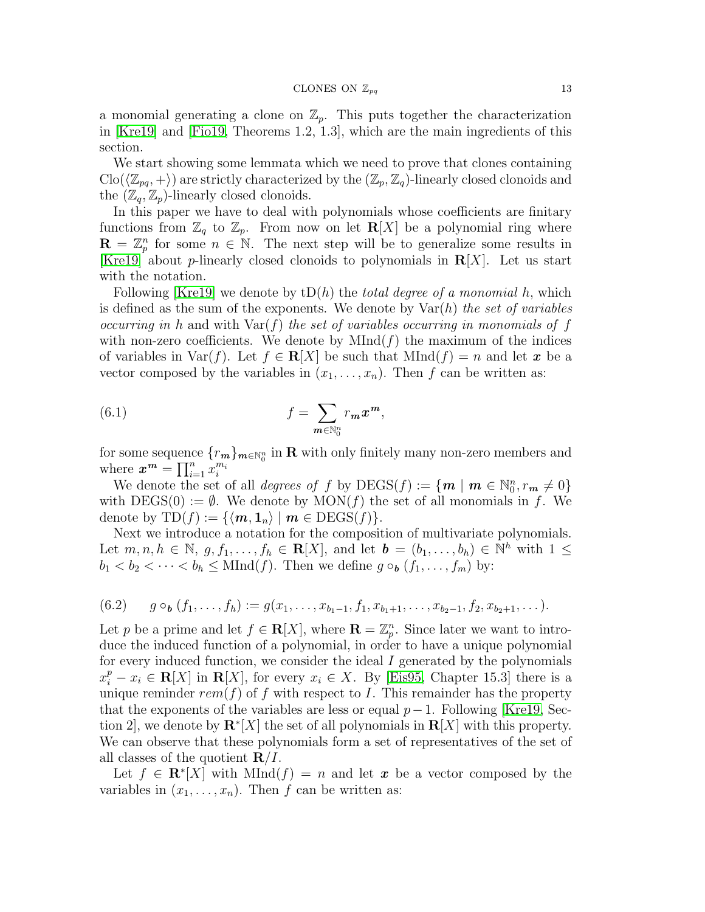a monomial generating a clone on $\mathbb{Z}_p$. This puts together the characterization in [Kre19] and [Fio19, Theorems 1.2, 1.3], which are the main ingredients of this section.

We start showing some lemmata which we need to prove that clones containing $\mathrm{Clo}(\langle \mathbb{Z}_{pq}, +\rangle)$ are strictly characterized by the $(\mathbb{Z}_p, \mathbb{Z}_q)$-linearly closed clonoids and the $(\mathbb{Z}_q, \mathbb{Z}_p)$-linearly closed clonoids.

In this paper we have to deal with polynomials whose coefficients are finitary functions from $\mathbb{Z}_q$ to $\mathbb{Z}_p$. From now on let $\mathbf{R}[X]$ be a polynomial ring where $\mathbf{R} = \mathbb{Z}_p^n$ for some $n \in \mathbb{N}$. The next step will be to generalize some results in [Kre19] about $p$-linearly closed clonoids to polynomials in $\mathbf{R}[X]$. Let us start with the notation.

Following [Kre19] we denote by $\mathrm{tD}(h)$ the *total degree of a monomial* $h$, which is defined as the sum of the exponents. We denote by $\mathrm{Var}(h)$ *the set of variables occurring in* $h$ and with $\mathrm{Var}(f)$ *the set of variables occurring in monomials of* $f$ with non-zero coefficients. We denote by $\mathrm{MInd}(f)$ the maximum of the indices of variables in $\mathrm{Var}(f)$. Let $f \in \mathbf{R}[X]$ be such that $\mathrm{MInd}(f) = n$ and let $\boldsymbol{x}$ be a vector composed by the variables in $(x_1, \dots, x_n)$. Then $f$ can be written as:

$$f = \sum_{\boldsymbol{m} \in \mathbb{N}_0^n} r_{\boldsymbol{m}} \boldsymbol{x}^{\boldsymbol{m}}, \tag{6.1}$$

for some sequence $\{r_{\boldsymbol{m}}\}_{\boldsymbol{m} \in \mathbb{N}_0^n}$ in $\mathbf{R}$ with only finitely many non-zero members and where $\boldsymbol{x}^{\boldsymbol{m}} = \prod_{i=1}^n x_i^{m_i}$

We denote the set of all *degrees of* $f$ by $\mathrm{DEGS}(f) := \{\boldsymbol{m} \mid \boldsymbol{m} \in \mathbb{N}_0^n, r_{\boldsymbol{m}} \neq 0\}$ with $\mathrm{DEGS}(0) := \emptyset$. We denote by $\mathrm{MON}(f)$ the set of all monomials in $f$. We denote by $\mathrm{TD}(f) := \{\langle \boldsymbol{m}, \mathbf{1}_n \rangle \mid \boldsymbol{m} \in \mathrm{DEGS}(f)\}$.

Next we introduce a notation for the composition of multivariate polynomials. Let $m, n, h \in \mathbb{N}$, $g, f_1, \dots, f_h \in \mathbf{R}[X]$, and let $\boldsymbol{b} = (b_1, \dots, b_h) \in \mathbb{N}^h$ with $1 \leq b_1 < b_2 < \dots < b_h \leq \mathrm{MInd}(f)$. Then we define $g \circ_{\boldsymbol{b}} (f_1, \dots, f_m)$ by:

$$g \circ_{\boldsymbol{b}} (f_1, \dots, f_h) := g(x_1, \dots, x_{b_1 - 1}, f_1, x_{b_1+1}, \dots, x_{b_2-1}, f_2, x_{b_2+1}, \dots). \tag{6.2}$$

Let $p$ be a prime and let $f \in \mathbf{R}[X]$, where $\mathbf{R} = \mathbb{Z}_p^n$. Since later we want to introduce the induced function of a polynomial, in order to have a unique polynomial for every induced function, we consider the ideal $I$ generated by the polynomials $x_i^p - x_i \in \mathbf{R}[X]$ in $\mathbf{R}[X]$, for every $x_i \in X$. By [Eis95, Chapter 15.3] there is a unique reminder $rem(f)$ of $f$ with respect to $I$. This remainder has the property that the exponents of the variables are less or equal $p-1$. Following [Kre19, Section 2], we denote by $\mathbf{R}^*[X]$ the set of all polynomials in $\mathbf{R}[X]$ with this property. We can observe that these polynomials form a set of representatives of the set of all classes of the quotient $\mathbf{R}/I$.

Let $f \in \mathbf{R}^*[X]$ with $\mathrm{MInd}(f) = n$ and let $\boldsymbol{x}$ be a vector composed by the variables in $(x_1, \dots, x_n)$. Then $f$ can be written as: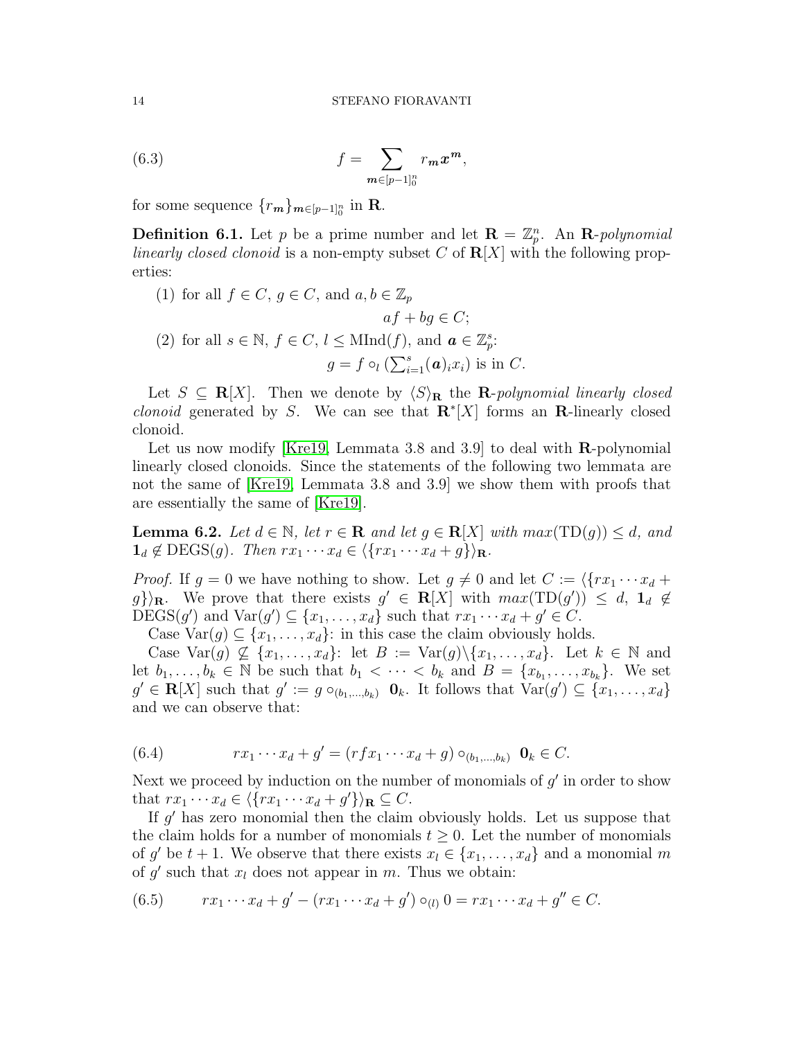$$f = \sum_{\boldsymbol{m} \in [p-1]_0^n} r_{\boldsymbol{m}} \boldsymbol{x}^{\boldsymbol{m}}, \tag{6.3}$$

for some sequence $\{r_{\boldsymbol{m}}\}_{\boldsymbol{m} \in [p-1]_0^n}$ in $\mathbf{R}$.

**Definition 6.1.** Let $p$ be a prime number and let $\mathbf{R} = \mathbb{Z}_p^n$. An $\mathbf{R}$*-polynomial linearly closed clonoid* is a non-empty subset $C$ of $\mathbf{R}[X]$ with the following properties:

(1) for all $f \in C$, $g \in C$, and $a, b \in \mathbb{Z}_p$
$$af + bg \in C;$$
(2) for all $s \in \mathbb{N}$, $f \in C$, $l \leq \mathrm{MInd}(f)$, and $\boldsymbol{a} \in \mathbb{Z}_p^s$:
$$g = f \circ_l \left(\textstyle\sum_{i=1}^{s} (\boldsymbol{a})_i x_i\right) \text{ is in } C.$$

Let $S \subseteq \mathbf{R}[X]$. Then we denote by $\langle S \rangle_{\mathbf{R}}$ the $\mathbf{R}$*-polynomial linearly closed clonoid* generated by $S$. We can see that $\mathbf{R}^*[X]$ forms an $\mathbf{R}$-linearly closed clonoid.

Let us now modify [Kre19, Lemmata 3.8 and 3.9] to deal with $\mathbf{R}$-polynomial linearly closed clonoids. Since the statements of the following two lemmata are not the same of [Kre19, Lemmata 3.8 and 3.9] we show them with proofs that are essentially the same of [Kre19].

**Lemma 6.2.** *Let $d \in \mathbb{N}$, let $r \in \mathbf{R}$ and let $g \in \mathbf{R}[X]$ with $max(\mathrm{TD}(g)) \leq d$, and $\mathbf{1}_d \notin \mathrm{DEGS}(g)$. Then $rx_1 \cdots x_d \in \langle \{rx_1 \cdots x_d + g\} \rangle_{\mathbf{R}}$.*

*Proof.* If $g = 0$ we have nothing to show. Let $g \neq 0$ and let $C := \langle \{rx_1 \cdots x_d + g\} \rangle_{\mathbf{R}}$. We prove that there exists $g' \in \mathbf{R}[X]$ with $max(\mathrm{TD}(g')) \leq d$, $\mathbf{1}_d \notin \mathrm{DEGS}(g')$ and $\mathrm{Var}(g') \subseteq \{x_1, \dots, x_d\}$ such that $rx_1 \cdots x_d + g' \in C$.

Case $\mathrm{Var}(g) \subseteq \{x_1, \dots, x_d\}$: in this case the claim obviously holds.

Case $\mathrm{Var}(g) \not\subseteq \{x_1, \dots, x_d\}$: let $B := \mathrm{Var}(g) \backslash \{x_1, \dots, x_d\}$. Let $k \in \mathbb{N}$ and let $b_1, \dots, b_k \in \mathbb{N}$ be such that $b_1 < \cdots < b_k$ and $B = \{x_{b_1}, \dots, x_{b_k}\}$. We set $g' \in \mathbf{R}[X]$ such that $g' := g \circ_{(b_1, \dots, b_k)} \mathbf{0}_k$. It follows that $\mathrm{Var}(g') \subseteq \{x_1, \dots, x_d\}$ and we can observe that:

$$rx_1 \cdots x_d + g' = (rfx_1 \cdots x_d + g) \circ_{(b_1, \dots, b_k)} \mathbf{0}_k \in C. \tag{6.4}$$

Next we proceed by induction on the number of monomials of $g'$ in order to show that $rx_1 \cdots x_d \in \langle \{rx_1 \cdots x_d + g'\} \rangle_{\mathbf{R}} \subseteq C$.

If $g'$ has zero monomial then the claim obviously holds. Let us suppose that the claim holds for a number of monomials $t \geq 0$. Let the number of monomials of $g'$ be $t + 1$. We observe that there exists $x_l \in \{x_1, \dots, x_d\}$ and a monomial $m$ of $g'$ such that $x_l$ does not appear in $m$. Thus we obtain:

$$rx_1 \cdots x_d + g' - (rx_1 \cdots x_d + g') \circ_{(l)} 0 = rx_1 \cdots x_d + g'' \in C. \tag{6.5}$$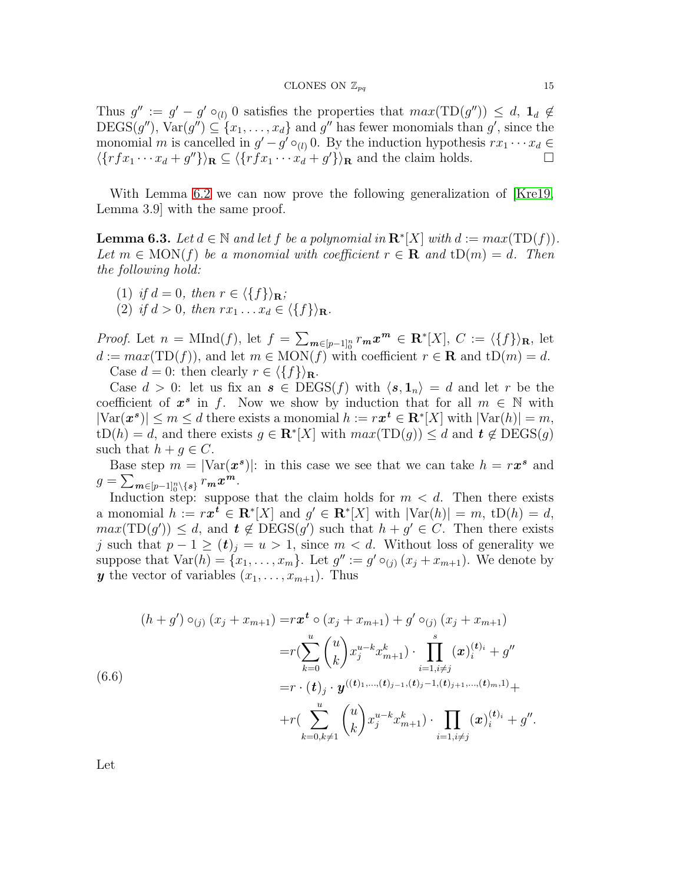Thus $g'' := g' - g' \circ_{(l)} 0$ satisfies the properties that $max(\mathrm{TD}(g'')) \leq d$, $\mathbf{1}_d \notin \mathrm{DEGS}(g'')$, $\mathrm{Var}(g'') \subseteq \{x_1, \dots, x_d\}$ and $g''$ has fewer monomials than $g'$, since the monomial $m$ is cancelled in $g' - g' \circ_{(l)} 0$. By the induction hypothesis $rx_1 \cdots x_d \in \langle \{rfx_1 \cdots x_d + g''\} \rangle_{\mathbf{R}} \subseteq \langle \{rfx_1 \cdots x_d + g'\} \rangle_{\mathbf{R}}$ and the claim holds. □

With Lemma 6.2 we can now prove the following generalization of [Kre19, Lemma 3.9] with the same proof.

**Lemma 6.3.** *Let $d \in \mathbb{N}$ and let $f$ be a polynomial in $\mathbf{R}^*[X]$ with $d := max(\mathrm{TD}(f))$. Let $m \in \mathrm{MON}(f)$ be a monomial with coefficient $r \in \mathbf{R}$ and $\mathrm{tD}(m) = d$. Then the following hold:*

1. *if $d = 0$, then $r \in \langle \{f\} \rangle_{\mathbf{R}}$;*
2. *if $d > 0$, then $rx_1 \dots x_d \in \langle \{f\} \rangle_{\mathbf{R}}$.*

*Proof.* Let $n = \mathrm{MInd}(f)$, let $f = \sum_{\boldsymbol{m} \in [p-1]_0^n} r_{\boldsymbol{m}} \boldsymbol{x}^{\boldsymbol{m}} \in \mathbf{R}^*[X]$, $C := \langle \{f\} \rangle_{\mathbf{R}}$, let $d := max(\mathrm{TD}(f))$, and let $m \in \mathrm{MON}(f)$ with coefficient $r \in \mathbf{R}$ and $\mathrm{tD}(m) = d$.

Case $d = 0$: then clearly $r \in \langle \{f\} \rangle_{\mathbf{R}}$.

Case $d > 0$: let us fix an $\boldsymbol{s} \in \mathrm{DEGS}(f)$ with $\langle \boldsymbol{s}, \mathbf{1}_n \rangle = d$ and let $r$ be the coefficient of $\boldsymbol{x}^{\boldsymbol{s}}$ in $f$. Now we show by induction that for all $m \in \mathbb{N}$ with $|\mathrm{Var}(\boldsymbol{x}^{\boldsymbol{s}})| \leq m \leq d$ there exists a monomial $h := r\boldsymbol{x}^{\boldsymbol{t}} \in \mathbf{R}^*[X]$ with $|\mathrm{Var}(h)| = m$, $\mathrm{tD}(h) = d$, and there exists $g \in \mathbf{R}^*[X]$ with $max(\mathrm{TD}(g)) \leq d$ and $\boldsymbol{t} \notin \mathrm{DEGS}(g)$ such that $h + g \in C$.

Base step $m = |\mathrm{Var}(\boldsymbol{x}^{\boldsymbol{s}})|$: in this case we see that we can take $h = r\boldsymbol{x}^{\boldsymbol{s}}$ and $g = \sum_{\boldsymbol{m} \in [p-1]_0^n \setminus \{\boldsymbol{s}\}} r_{\boldsymbol{m}} \boldsymbol{x}^{\boldsymbol{m}}$.

Induction step: suppose that the claim holds for $m < d$. Then there exists a monomial $h := r\boldsymbol{x}^{\boldsymbol{t}} \in \mathbf{R}^*[X]$ and $g' \in \mathbf{R}^*[X]$ with $|\mathrm{Var}(h)| = m$, $\mathrm{tD}(h) = d$, $max(\mathrm{TD}(g')) \leq d$, and $\boldsymbol{t} \notin \mathrm{DEGS}(g')$ such that $h + g' \in C$. Then there exists $j$ such that $p - 1 \geq (\boldsymbol{t})_j = u > 1$, since $m < d$. Without loss of generality we suppose that $\mathrm{Var}(h) = \{x_1, \dots, x_m\}$. Let $g'' := g' \circ_{(j)} (x_j + x_{m+1})$. We denote by $\boldsymbol{y}$ the vector of variables $(x_1, \dots, x_{m+1})$. Thus

$$
\begin{aligned}
(h + g') \circ_{(j)} (x_j + x_{m+1}) &= r\boldsymbol{x}^{\boldsymbol{t}} \circ (x_j + x_{m+1}) + g' \circ_{(j)} (x_j + x_{m+1}) \\
&= r\Big(\sum_{k=0}^{u} \binom{u}{k} x_j^{u-k} x_{m+1}^k\Big) \cdot \prod_{i=1, i \neq j}^{s} (\boldsymbol{x})_i^{(\boldsymbol{t})_i} + g'' \\
&= r \cdot (\boldsymbol{t})_j \cdot \boldsymbol{y}^{((\boldsymbol{t})_1, \dots, (\boldsymbol{t})_{j-1}, (\boldsymbol{t})_j - 1, (\boldsymbol{t})_{j+1}, \dots, (\boldsymbol{t})_m, 1)} + \\
&\quad + r\Big(\sum_{k=0, k \neq 1}^{u} \binom{u}{k} x_j^{u-k} x_{m+1}^k\Big) \cdot \prod_{i=1, i \neq j} (\boldsymbol{x})_i^{(\boldsymbol{t})_i} + g''.
\end{aligned}
\tag{6.6}
$$

Let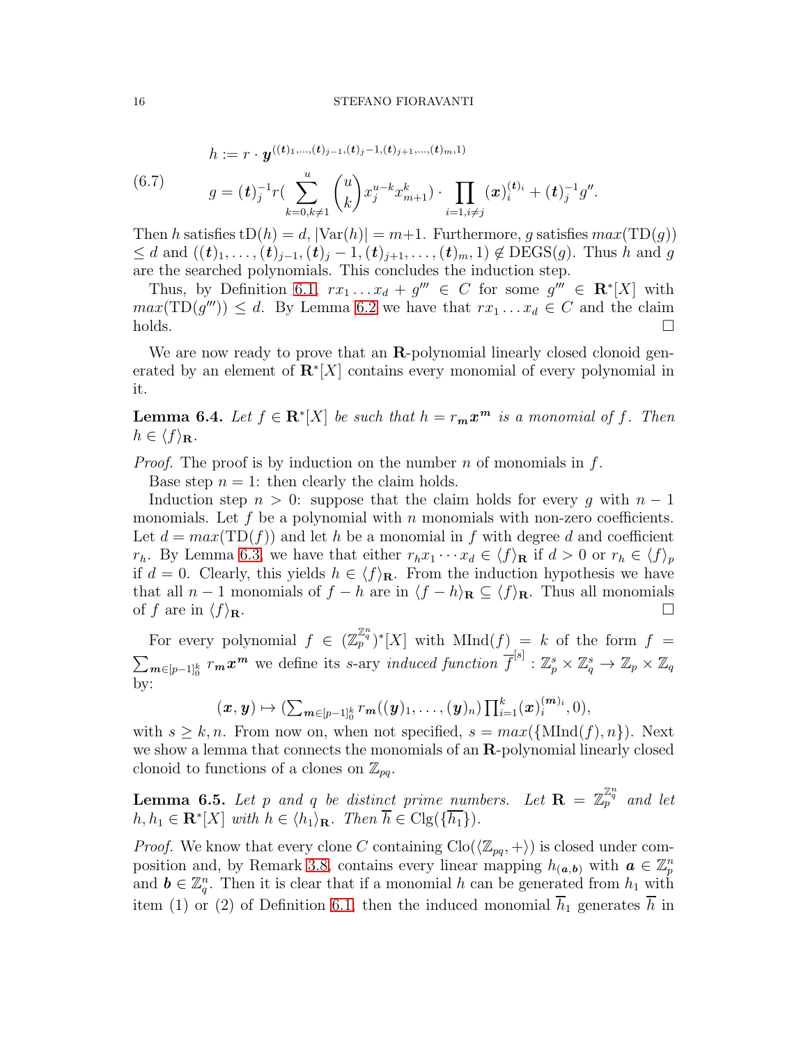$$h := r \cdot \boldsymbol{y}^{((\boldsymbol{t})_1,\ldots,(\boldsymbol{t})_{j-1},(\boldsymbol{t})_j-1,(\boldsymbol{t})_{j+1},\ldots,(\boldsymbol{t})_m,1)}$$

$$g = (\boldsymbol{t})_j^{-1} r(\sum_{k=0,k\neq 1}^{u} \binom{u}{k} x_j^{u-k} x_{m+1}^k) \cdot \prod_{i=1,i\neq j}^{m} (\boldsymbol{x})_i^{(\boldsymbol{t})_i} + (\boldsymbol{t})_j^{-1} g''. \tag{6.7}$$

Then $h$ satisfies $\mathrm{tD}(h) = d$, $|\mathrm{Var}(h)| = m+1$. Furthermore, $g$ satisfies $max(\mathrm{TD}(g)) \leq d$ and $((\boldsymbol{t})_1, \ldots, (\boldsymbol{t})_{j-1}, (\boldsymbol{t})_j - 1, (\boldsymbol{t})_{j+1}, \ldots, (\boldsymbol{t})_m, 1) \notin \mathrm{DEGS}(g)$. Thus $h$ and $g$ are the searched polynomials. This concludes the induction step.

Thus, by Definition 6.1, $rx_1 \ldots x_d + g''' \in C$ for some $g''' \in \mathbf{R}^*[X]$ with $max(\mathrm{TD}(g''')) \leq d$. By Lemma 6.2 we have that $rx_1 \ldots x_d \in C$ and the claim holds. □

We are now ready to prove that an $\mathbf{R}$-polynomial linearly closed clonoid generated by an element of $\mathbf{R}^*[X]$ contains every monomial of every polynomial in it.

**Lemma 6.4.** *Let $f \in \mathbf{R}^*[X]$ be such that $h = r_{\boldsymbol{m}} \boldsymbol{x}^{\boldsymbol{m}}$ is a monomial of $f$. Then $h \in \langle f \rangle_{\mathbf{R}}$.*

*Proof.* The proof is by induction on the number $n$ of monomials in $f$.

Base step $n = 1$: then clearly the claim holds.

Induction step $n > 0$: suppose that the claim holds for every $g$ with $n-1$ monomials. Let $f$ be a polynomial with $n$ monomials with non-zero coefficients. Let $d = max(\mathrm{TD}(f))$ and let $h$ be a monomial in $f$ with degree $d$ and coefficient $r_h$. By Lemma 6.3, we have that either $r_h x_1 \cdots x_d \in \langle f \rangle_{\mathbf{R}}$ if $d > 0$ or $r_h \in \langle f \rangle_p$ if $d = 0$. Clearly, this yields $h \in \langle f \rangle_{\mathbf{R}}$. From the induction hypothesis we have that all $n-1$ monomials of $f - h$ are in $\langle f - h \rangle_{\mathbf{R}} \subseteq \langle f \rangle_{\mathbf{R}}$. Thus all monomials of $f$ are in $\langle f \rangle_{\mathbf{R}}$. □

For every polynomial $f \in (\mathbb{Z}_p^{\mathbb{Z}_q^n})^*[X]$ with $\mathrm{MInd}(f) = k$ of the form $f = \sum_{\boldsymbol{m} \in [p-1]_0^k} r_{\boldsymbol{m}} \boldsymbol{x}^{\boldsymbol{m}}$ we define its $s$-ary *induced function* $\overline{f}^{[s]} : \mathbb{Z}_p^s \times \mathbb{Z}_q^s \to \mathbb{Z}_p \times \mathbb{Z}_q$ by:

$$(\boldsymbol{x}, \boldsymbol{y}) \mapsto (\textstyle\sum_{\boldsymbol{m} \in [p-1]_0^k} r_{\boldsymbol{m}}((\boldsymbol{y})_1, \ldots, (\boldsymbol{y})_n) \prod_{i=1}^k (\boldsymbol{x})_i^{(\boldsymbol{m})_i}, 0),$$

with $s \geq k, n$. From now on, when not specified, $s = max(\{\mathrm{MInd}(f), n\})$. Next we show a lemma that connects the monomials of an $\mathbf{R}$-polynomial linearly closed clonoid to functions of a clones on $\mathbb{Z}_{pq}$.

**Lemma 6.5.** *Let $p$ and $q$ be distinct prime numbers. Let $\mathbf{R} = \mathbb{Z}_p^{\mathbb{Z}_q^n}$ and let $h, h_1 \in \mathbf{R}^*[X]$ with $h \in \langle h_1 \rangle_{\mathbf{R}}$. Then $\overline{h} \in \mathrm{Clg}(\{\overline{h_1}\})$.*

*Proof.* We know that every clone $C$ containing $\mathrm{Clo}(\langle \mathbb{Z}_{pq}, + \rangle)$ is closed under composition and, by Remark 3.8, contains every linear mapping $h_{(\boldsymbol{a},\boldsymbol{b})}$ with $\boldsymbol{a} \in \mathbb{Z}_p^n$ and $\boldsymbol{b} \in \mathbb{Z}_q^n$. Then it is clear that if a monomial $h$ can be generated from $h_1$ with item (1) or (2) of Definition 6.1, then the induced monomial $\overline{h}_1$ generates $\overline{h}$ in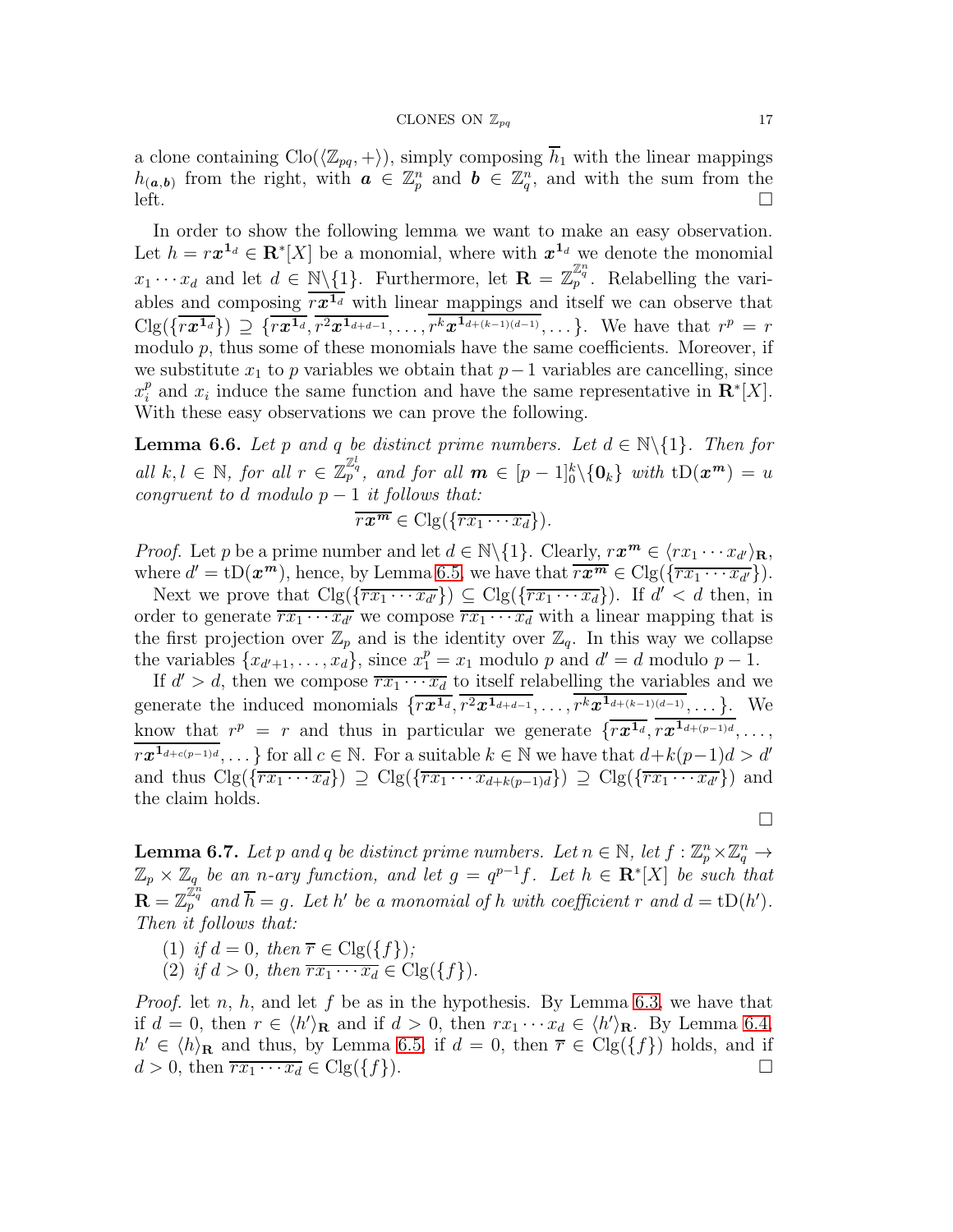a clone containing $\mathrm{Clo}(\langle \mathbb{Z}_{pq}, +\rangle)$, simply composing $\overline{h}_1$ with the linear mappings $h_{(\boldsymbol{a},\boldsymbol{b})}$ from the right, with $\boldsymbol{a} \in \mathbb{Z}_p^n$ and $\boldsymbol{b} \in \mathbb{Z}_q^n$, and with the sum from the left. □

In order to show the following lemma we want to make an easy observation. Let $h = r\boldsymbol{x}^{\mathbf{1}_d} \in \mathbf{R}^*[X]$ be a monomial, where with $\boldsymbol{x}^{\mathbf{1}_d}$ we denote the monomial $x_1 \cdots x_d$ and let $d \in \mathbb{N}\backslash\{1\}$. Furthermore, let $\mathbf{R} = \mathbb{Z}_p^{\mathbb{Z}_q^n}$. Relabelling the variables and composing $\overline{r\boldsymbol{x}^{\mathbf{1}_d}}$ with linear mappings and itself we can observe that $\mathrm{Clg}(\{\overline{r\boldsymbol{x}^{\mathbf{1}_d}}\}) \supseteq \{\overline{r\boldsymbol{x}^{\mathbf{1}_d}}, \overline{r^2\boldsymbol{x}^{\mathbf{1}_{d+d-1}}}, \ldots, \overline{r^k\boldsymbol{x}^{\mathbf{1}_{d+(k-1)(d-1)}}}, \ldots\}$. We have that $r^p = r$ modulo $p$, thus some of these monomials have the same coefficients. Moreover, if we substitute $x_1$ to $p$ variables we obtain that $p-1$ variables are cancelling, since $x_i^p$ and $x_i$ induce the same function and have the same representative in $\mathbf{R}^*[X]$. With these easy observations we can prove the following.

**Lemma 6.6.** *Let $p$ and $q$ be distinct prime numbers. Let $d \in \mathbb{N}\backslash\{1\}$. Then for all $k, l \in \mathbb{N}$, for all $r \in \mathbb{Z}_p^{\mathbb{Z}_q^l}$, and for all $\boldsymbol{m} \in [p-1]_0^k\backslash\{\mathbf{0}_k\}$ with $\mathrm{tD}(\boldsymbol{x}^{\boldsymbol{m}}) = u$ congruent to $d$ modulo $p-1$ it follows that:*

$$\overline{r\boldsymbol{x}^{\boldsymbol{m}}} \in \mathrm{Clg}(\{\overline{rx_1 \cdots x_d}\}).$$

*Proof.* Let $p$ be a prime number and let $d \in \mathbb{N}\backslash\{1\}$. Clearly, $r\boldsymbol{x}^{\boldsymbol{m}} \in \langle rx_1 \cdots x_{d'}\rangle_{\mathbf{R}}$, where $d' = \mathrm{tD}(\boldsymbol{x}^{\boldsymbol{m}})$, hence, by Lemma 6.5, we have that $\overline{r\boldsymbol{x}^{\boldsymbol{m}}} \in \mathrm{Clg}(\{\overline{rx_1 \cdots x_{d'}}\})$.

Next we prove that $\mathrm{Clg}(\{\overline{rx_1 \cdots x_{d'}}\}) \subseteq \mathrm{Clg}(\{\overline{rx_1 \cdots x_d}\})$. If $d' < d$ then, in order to generate $\overline{rx_1 \cdots x_{d'}}$ we compose $\overline{rx_1 \cdots x_d}$ with a linear mapping that is the first projection over $\mathbb{Z}_p$ and is the identity over $\mathbb{Z}_q$. In this way we collapse the variables $\{x_{d'+1}, \ldots, x_d\}$, since $x_1^p = x_1$ modulo $p$ and $d' = d$ modulo $p-1$.

If $d' > d$, then we compose $\overline{rx_1 \cdots x_d}$ to itself relabelling the variables and we generate the induced monomials $\{\overline{r\boldsymbol{x}^{\mathbf{1}_d}}, \overline{r^2\boldsymbol{x}^{\mathbf{1}_{d+d-1}}}, \ldots, \overline{r^k\boldsymbol{x}^{\mathbf{1}_{d+(k-1)(d-1)}}}, \ldots\}$. We know that $r^p = r$ and thus in particular we generate $\{\overline{r\boldsymbol{x}^{\mathbf{1}_d}}, \overline{r\boldsymbol{x}^{\mathbf{1}_{d+(p-1)d}}}, \ldots, \overline{r\boldsymbol{x}^{\mathbf{1}_{d+c(p-1)d}}}, \ldots\}$ for all $c \in \mathbb{N}$. For a suitable $k \in \mathbb{N}$ we have that $d+k(p-1)d > d'$ and thus $\mathrm{Clg}(\{\overline{rx_1 \cdots x_d}\}) \supseteq \mathrm{Clg}(\{\overline{rx_1 \cdots x_{d+k(p-1)d}}\}) \supseteq \mathrm{Clg}(\{\overline{rx_1 \cdots x_{d'}}\})$ and the claim holds. □

**Lemma 6.7.** *Let $p$ and $q$ be distinct prime numbers. Let $n \in \mathbb{N}$, let $f : \mathbb{Z}_p^n \times \mathbb{Z}_q^n \to \mathbb{Z}_p \times \mathbb{Z}_q$ be an $n$-ary function, and let $g = q^{p-1}f$. Let $h \in \mathbf{R}^*[X]$ be such that $\mathbf{R} = \mathbb{Z}_p^{\mathbb{Z}_q^n}$ and $\overline{h} = g$. Let $h'$ be a monomial of $h$ with coefficient $r$ and $d = \mathrm{tD}(h')$. Then it follows that:*

1. *if $d = 0$, then $\overline{r} \in \mathrm{Clg}(\{f\})$;*
2. *if $d > 0$, then $\overline{rx_1 \cdots x_d} \in \mathrm{Clg}(\{f\})$.*

*Proof.* let $n$, $h$, and let $f$ be as in the hypothesis. By Lemma 6.3, we have that if $d = 0$, then $r \in \langle h'\rangle_{\mathbf{R}}$ and if $d > 0$, then $rx_1 \cdots x_d \in \langle h'\rangle_{\mathbf{R}}$. By Lemma 6.4, $h' \in \langle h\rangle_{\mathbf{R}}$ and thus, by Lemma 6.5, if $d = 0$, then $\overline{r} \in \mathrm{Clg}(\{f\})$ holds, and if $d > 0$, then $\overline{rx_1 \cdots x_d} \in \mathrm{Clg}(\{f\})$. □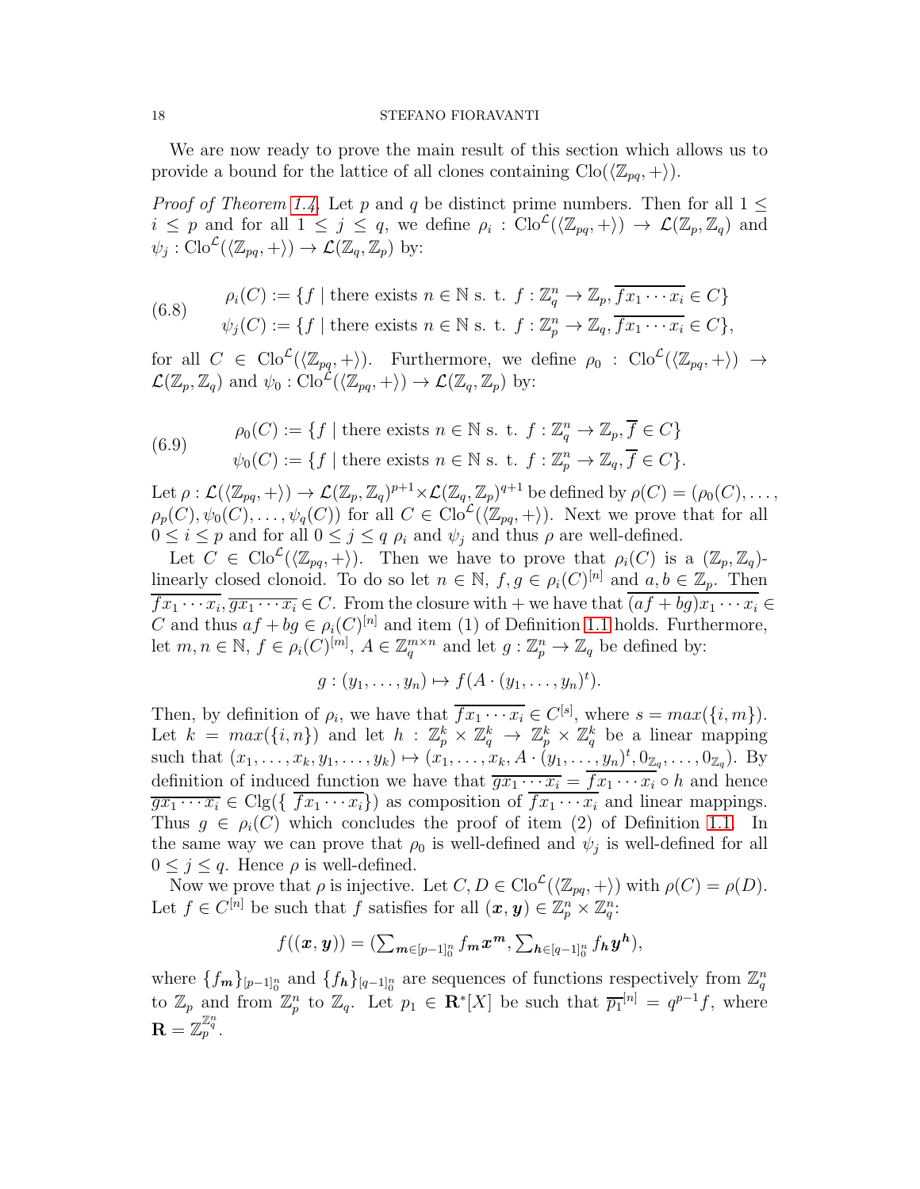We are now ready to prove the main result of this section which allows us to provide a bound for the lattice of all clones containing $\mathrm{Clo}(\langle \mathbb{Z}_{pq}, + \rangle)$.

*Proof of Theorem 1.4.* Let $p$ and $q$ be distinct prime numbers. Then for all $1 \leq i \leq p$ and for all $1 \leq j \leq q$, we define $\rho_i : \mathrm{Clo}^{\mathcal{L}}(\langle \mathbb{Z}_{pq}, + \rangle) \to \mathcal{L}(\mathbb{Z}_p, \mathbb{Z}_q)$ and $\psi_j : \mathrm{Clo}^{\mathcal{L}}(\langle \mathbb{Z}_{pq}, + \rangle) \to \mathcal{L}(\mathbb{Z}_q, \mathbb{Z}_p)$ by:

$$
\begin{aligned}
\rho_i(C) &:= \{f \mid \text{there exists } n \in \mathbb{N} \text{ s. t. } f : \mathbb{Z}_q^n \to \mathbb{Z}_p, \overline{fx_1 \cdots x_i} \in C\} \\
\psi_j(C) &:= \{f \mid \text{there exists } n \in \mathbb{N} \text{ s. t. } f : \mathbb{Z}_p^n \to \mathbb{Z}_q, \overline{fx_1 \cdots x_i} \in C\},
\end{aligned} \tag{6.8}
$$

for all $C \in \mathrm{Clo}^{\mathcal{L}}(\langle \mathbb{Z}_{pq}, + \rangle)$. Furthermore, we define $\rho_0 : \mathrm{Clo}^{\mathcal{L}}(\langle \mathbb{Z}_{pq}, + \rangle) \to \mathcal{L}(\mathbb{Z}_p, \mathbb{Z}_q)$ and $\psi_0 : \mathrm{Clo}^{\mathcal{L}}(\langle \mathbb{Z}_{pq}, + \rangle) \to \mathcal{L}(\mathbb{Z}_q, \mathbb{Z}_p)$ by:

$$
\begin{aligned}
\rho_0(C) &:= \{f \mid \text{there exists } n \in \mathbb{N} \text{ s. t. } f : \mathbb{Z}_q^n \to \mathbb{Z}_p, \overline{f} \in C\} \\
\psi_0(C) &:= \{f \mid \text{there exists } n \in \mathbb{N} \text{ s. t. } f : \mathbb{Z}_p^n \to \mathbb{Z}_q, \overline{f} \in C\}.
\end{aligned} \tag{6.9}
$$

Let $\rho : \mathcal{L}(\langle \mathbb{Z}_{pq}, + \rangle) \to \mathcal{L}(\mathbb{Z}_p, \mathbb{Z}_q)^{p+1} \times \mathcal{L}(\mathbb{Z}_q, \mathbb{Z}_p)^{q+1}$ be defined by $\rho(C) = (\rho_0(C), \dots, \rho_p(C), \psi_0(C), \dots, \psi_q(C))$ for all $C \in \mathrm{Clo}^{\mathcal{L}}(\langle \mathbb{Z}_{pq}, + \rangle)$. Next we prove that for all $0 \leq i \leq p$ and for all $0 \leq j \leq q$ $\rho_i$ and $\psi_j$ and thus $\rho$ are well-defined.

Let $C \in \mathrm{Clo}^{\mathcal{L}}(\langle \mathbb{Z}_{pq}, + \rangle)$. Then we have to prove that $\rho_i(C)$ is a $(\mathbb{Z}_p, \mathbb{Z}_q)$-linearly closed clonoid. To do so let $n \in \mathbb{N}$, $f, g \in \rho_i(C)^{[n]}$ and $a, b \in \mathbb{Z}_p$. Then $\overline{fx_1 \cdots x_i}, \overline{gx_1 \cdots x_i} \in C$. From the closure with $+$ we have that $\overline{(af + bg)x_1 \cdots x_i} \in C$ and thus $af + bg \in \rho_i(C)^{[n]}$ and item (1) of Definition 1.1 holds. Furthermore, let $m, n \in \mathbb{N}$, $f \in \rho_i(C)^{[m]}$, $A \in \mathbb{Z}_q^{m \times n}$ and let $g : \mathbb{Z}_p^n \to \mathbb{Z}_q$ be defined by:

$$g : (y_1, \dots, y_n) \mapsto f(A \cdot (y_1, \dots, y_n)^t).$$

Then, by definition of $\rho_i$, we have that $\overline{fx_1 \cdots x_i} \in C^{[s]}$, where $s = max(\{i, m\})$. Let $k = max(\{i, n\})$ and let $h : \mathbb{Z}_p^k \times \mathbb{Z}_q^k \to \mathbb{Z}_p^k \times \mathbb{Z}_q^k$ be a linear mapping such that $(x_1, \dots, x_k, y_1, \dots, y_k) \mapsto (x_1, \dots, x_k, A \cdot (y_1, \dots, y_n)^t, 0_{\mathbb{Z}_q}, \dots, 0_{\mathbb{Z}_q})$. By definition of induced function we have that $\overline{gx_1 \cdots x_i} = \overline{fx_1 \cdots x_i} \circ h$ and hence $\overline{gx_1 \cdots x_i} \in \mathrm{Clg}(\{\overline{fx_1 \cdots x_i}\})$ as composition of $\overline{fx_1 \cdots x_i}$ and linear mappings. Thus $g \in \rho_i(C)$ which concludes the proof of item (2) of Definition 1.1. In the same way we can prove that $\rho_0$ is well-defined and $\psi_j$ is well-defined for all $0 \leq j \leq q$. Hence $\rho$ is well-defined.

Now we prove that $\rho$ is injective. Let $C, D \in \mathrm{Clo}^{\mathcal{L}}(\langle \mathbb{Z}_{pq}, + \rangle)$ with $\rho(C) = \rho(D)$. Let $f \in C^{[n]}$ be such that $f$ satisfies for all $(\boldsymbol{x}, \boldsymbol{y}) \in \mathbb{Z}_p^n \times \mathbb{Z}_q^n$:

$$f((\boldsymbol{x}, \boldsymbol{y})) = (\textstyle\sum_{\boldsymbol{m} \in [p-1]_0^n} f_{\boldsymbol{m}} \boldsymbol{x}^{\boldsymbol{m}}, \sum_{\boldsymbol{h} \in [q-1]_0^n} f_{\boldsymbol{h}} \boldsymbol{y}^{\boldsymbol{h}}),$$

where $\{f_{\boldsymbol{m}}\}_{[p-1]_0^n}$ and $\{f_{\boldsymbol{h}}\}_{[q-1]_0^n}$ are sequences of functions respectively from $\mathbb{Z}_q^n$ to $\mathbb{Z}_p$ and from $\mathbb{Z}_p^n$ to $\mathbb{Z}_q$. Let $p_1 \in \mathbf{R}^*[X]$ be such that $\overline{p_1}^{[n]} = q^{p-1} f$, where $\mathbf{R} = \mathbb{Z}_p^{\mathbb{Z}_q^n}$.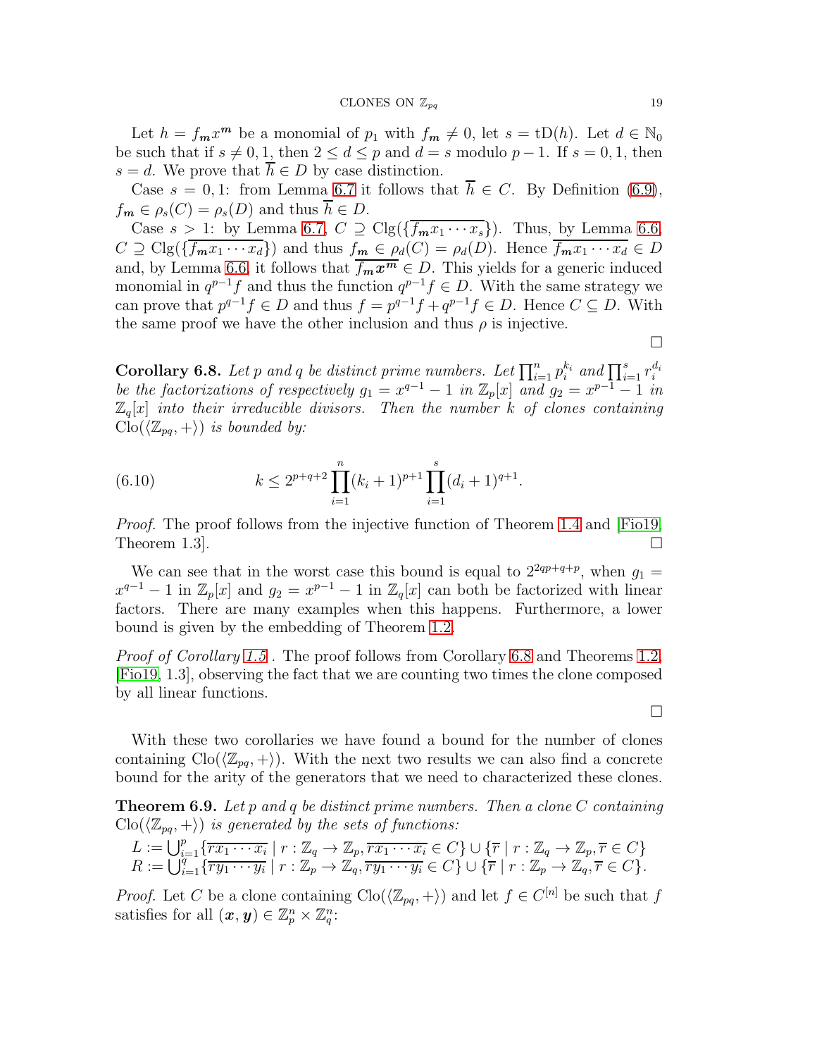Let $h = f_{\boldsymbol{m}} x^{\boldsymbol{m}}$ be a monomial of $p_1$ with $f_{\boldsymbol{m}} \neq 0$, let $s = \text{tD}(h)$. Let $d \in \mathbb{N}_0$ be such that if $s \neq 0, 1$, then $2 \leq d \leq p$ and $d = s$ modulo $p-1$. If $s = 0, 1$, then $s = d$. We prove that $\overline{h} \in D$ by case distinction.

Case $s = 0, 1$: from Lemma 6.7 it follows that $\overline{h} \in C$. By Definition (6.9), $f_{\boldsymbol{m}} \in \rho_s(C) = \rho_s(D)$ and thus $\overline{h} \in D$.

Case $s > 1$: by Lemma 6.7, $C \supseteq \text{Clg}(\{\overline{f_{\boldsymbol{m}} x_1 \cdots x_s}\})$. Thus, by Lemma 6.6, $C \supseteq \text{Clg}(\{\overline{f_{\boldsymbol{m}} x_1 \cdots x_d}\})$ and thus $f_{\boldsymbol{m}} \in \rho_d(C) = \rho_d(D)$. Hence $\overline{f_{\boldsymbol{m}} x_1 \cdots x_d} \in D$ and, by Lemma 6.6, it follows that $\overline{f_{\boldsymbol{m}} \boldsymbol{x}^{\boldsymbol{m}}} \in D$. This yields for a generic induced monomial in $q^{p-1} f$ and thus the function $q^{p-1} f \in D$. With the same strategy we can prove that $p^{q-1} f \in D$ and thus $f = p^{q-1} f + q^{p-1} f \in D$. Hence $C \subseteq D$. With the same proof we have the other inclusion and thus $\rho$ is injective.

∎

**Corollary 6.8.** *Let $p$ and $q$ be distinct prime numbers. Let $\prod_{i=1}^{n} p_i^{k_i}$ and $\prod_{i=1}^{s} r_i^{d_i}$ be the factorizations of respectively $g_1 = x^{q-1} - 1$ in $\mathbb{Z}_p[x]$ and $g_2 = x^{p-1} - 1$ in $\mathbb{Z}_q[x]$ into their irreducible divisors. Then the number $k$ of clones containing $\text{Clo}(\langle \mathbb{Z}_{pq}, + \rangle)$ is bounded by:*

$$k \leq 2^{p+q+2} \prod_{i=1}^{n} (k_i + 1)^{p+1} \prod_{i=1}^{s} (d_i + 1)^{q+1}. \tag{6.10}$$

*Proof.* The proof follows from the injective function of Theorem 1.4 and [Fio19, Theorem 1.3]. ∎

We can see that in the worst case this bound is equal to $2^{2qp+q+p}$, when $g_1 = x^{q-1} - 1$ in $\mathbb{Z}_p[x]$ and $g_2 = x^{p-1} - 1$ in $\mathbb{Z}_q[x]$ can both be factorized with linear factors. There are many examples when this happens. Furthermore, a lower bound is given by the embedding of Theorem 1.2.

*Proof of Corollary 1.5* . The proof follows from Corollary 6.8 and Theorems 1.2, [Fio19, 1.3], observing the fact that we are counting two times the clone composed by all linear functions.

∎

With these two corollaries we have found a bound for the number of clones containing $\text{Clo}(\langle \mathbb{Z}_{pq}, + \rangle)$. With the next two results we can also find a concrete bound for the arity of the generators that we need to characterized these clones.

**Theorem 6.9.** *Let $p$ and $q$ be distinct prime numbers. Then a clone $C$ containing $\text{Clo}(\langle \mathbb{Z}_{pq}, + \rangle)$ is generated by the sets of functions:*

$$L := \bigcup_{i=1}^{p} \{\overline{r x_1 \cdots x_i} \mid r : \mathbb{Z}_q \to \mathbb{Z}_p, \overline{r x_1 \cdots x_i} \in C\} \cup \{\overline{r} \mid r : \mathbb{Z}_q \to \mathbb{Z}_p, \overline{r} \in C\}$$
$$R := \bigcup_{i=1}^{q} \{\overline{r y_1 \cdots y_i} \mid r : \mathbb{Z}_p \to \mathbb{Z}_q, \overline{r y_1 \cdots y_i} \in C\} \cup \{\overline{r} \mid r : \mathbb{Z}_p \to \mathbb{Z}_q, \overline{r} \in C\}.$$

*Proof.* Let $C$ be a clone containing $\text{Clo}(\langle \mathbb{Z}_{pq}, + \rangle)$ and let $f \in C^{[n]}$ be such that $f$ satisfies for all $(\boldsymbol{x}, \boldsymbol{y}) \in \mathbb{Z}_p^n \times \mathbb{Z}_q^n$: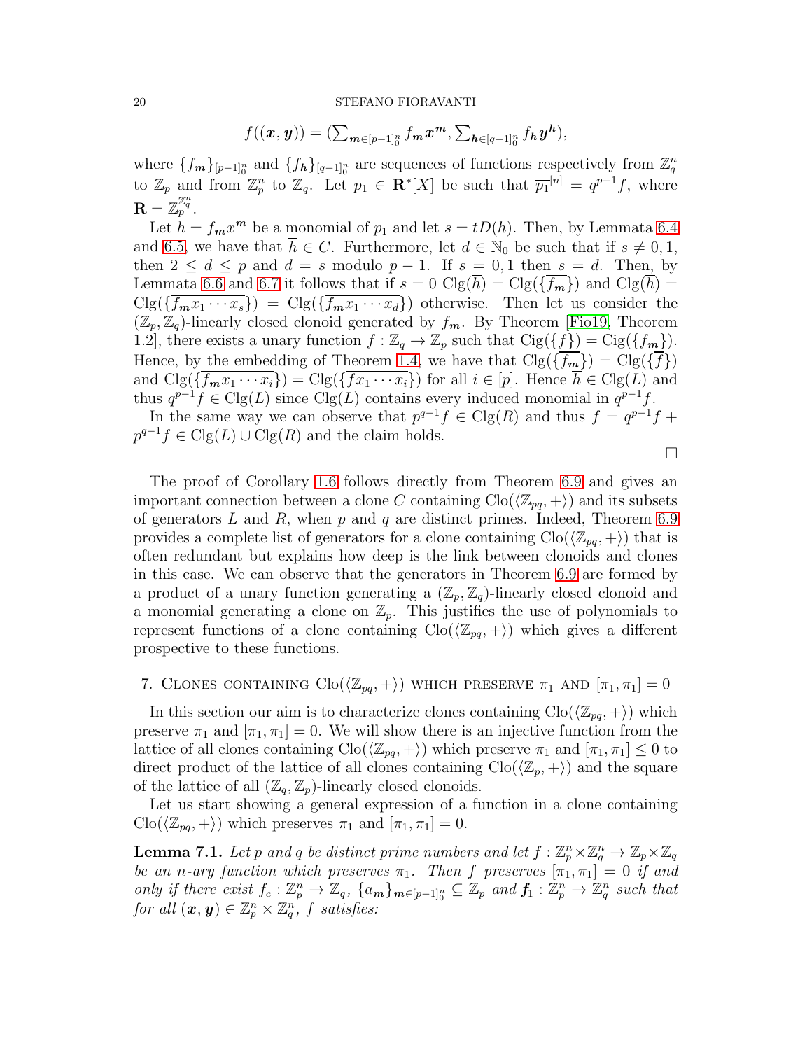$$f((\boldsymbol{x}, \boldsymbol{y})) = (\textstyle\sum_{\boldsymbol{m}\in[p-1]_0^n} f_{\boldsymbol{m}}\boldsymbol{x}^{\boldsymbol{m}}, \sum_{\boldsymbol{h}\in[q-1]_0^n} f_{\boldsymbol{h}}\boldsymbol{y}^{\boldsymbol{h}}),$$

where $\{f_{\boldsymbol{m}}\}_{[p-1]_0^n}$ and $\{f_{\boldsymbol{h}}\}_{[q-1]_0^n}$ are sequences of functions respectively from $\mathbb{Z}_q^n$ to $\mathbb{Z}_p$ and from $\mathbb{Z}_p^n$ to $\mathbb{Z}_q$. Let $p_1 \in \mathbf{R}^*[X]$ be such that $\overline{p_1}^{[n]} = q^{p-1}f$, where $\mathbf{R} = \mathbb{Z}_p^{\mathbb{Z}_q^n}$.

Let $h = f_{\boldsymbol{m}}x^{\boldsymbol{m}}$ be a monomial of $p_1$ and let $s = tD(h)$. Then, by Lemmata 6.4 and 6.5, we have that $\overline{h} \in C$. Furthermore, let $d \in \mathbb{N}_0$ be such that if $s \neq 0, 1$, then $2 \leq d \leq p$ and $d = s$ modulo $p-1$. If $s = 0, 1$ then $s = d$. Then, by Lemmata 6.6 and 6.7 it follows that if $s = 0$ $\mathrm{Clg}(\overline{h}) = \mathrm{Clg}(\{\overline{f_{\boldsymbol{m}}}\})$ and $\mathrm{Clg}(\overline{h}) = \mathrm{Clg}(\{\overline{f_{\boldsymbol{m}}x_1\cdots x_s}\}) = \mathrm{Clg}(\{\overline{f_{\boldsymbol{m}}x_1\cdots x_d}\})$ otherwise. Then let us consider the $(\mathbb{Z}_p, \mathbb{Z}_q)$-linearly closed clonoid generated by $f_{\boldsymbol{m}}$. By Theorem [Fio19, Theorem 1.2], there exists a unary function $f : \mathbb{Z}_q \to \mathbb{Z}_p$ such that $\mathrm{Cig}(\{f\}) = \mathrm{Cig}(\{f_{\boldsymbol{m}}\})$. Hence, by the embedding of Theorem 1.4, we have that $\mathrm{Clg}(\{\overline{f_{\boldsymbol{m}}}\}) = \mathrm{Clg}(\{\overline{f}\})$ and $\mathrm{Clg}(\{\overline{f_{\boldsymbol{m}}x_1\cdots x_i}\}) = \mathrm{Clg}(\{\overline{fx_1\cdots x_i}\})$ for all $i \in [p]$. Hence $\overline{h} \in \mathrm{Clg}(L)$ and thus $q^{p-1}f \in \mathrm{Clg}(L)$ since $\mathrm{Clg}(L)$ contains every induced monomial in $q^{p-1}f$.

In the same way we can observe that $p^{q-1}f \in \mathrm{Clg}(R)$ and thus $f = q^{p-1}f + p^{q-1}f \in \mathrm{Clg}(L) \cup \mathrm{Clg}(R)$ and the claim holds.

□

The proof of Corollary 1.6 follows directly from Theorem 6.9 and gives an important connection between a clone $C$ containing $\mathrm{Clo}(\langle\mathbb{Z}_{pq}, +\rangle)$ and its subsets of generators $L$ and $R$, when $p$ and $q$ are distinct primes. Indeed, Theorem 6.9 provides a complete list of generators for a clone containing $\mathrm{Clo}(\langle\mathbb{Z}_{pq}, +\rangle)$ that is often redundant but explains how deep is the link between clonoids and clones in this case. We can observe that the generators in Theorem 6.9 are formed by a product of a unary function generating a $(\mathbb{Z}_p, \mathbb{Z}_q)$-linearly closed clonoid and a monomial generating a clone on $\mathbb{Z}_p$. This justifies the use of polynomials to represent functions of a clone containing $\mathrm{Clo}(\langle\mathbb{Z}_{pq}, +\rangle)$ which gives a different prospective to these functions.

## 7. Clones containing $\mathrm{Clo}(\langle\mathbb{Z}_{pq}, +\rangle)$ which preserve $\pi_1$ and $[\pi_1, \pi_1] = 0$

In this section our aim is to characterize clones containing $\mathrm{Clo}(\langle\mathbb{Z}_{pq}, +\rangle)$ which preserve $\pi_1$ and $[\pi_1, \pi_1] = 0$. We will show there is an injective function from the lattice of all clones containing $\mathrm{Clo}(\langle\mathbb{Z}_{pq}, +\rangle)$ which preserve $\pi_1$ and $[\pi_1, \pi_1] \leq 0$ to direct product of the lattice of all clones containing $\mathrm{Clo}(\langle\mathbb{Z}_p, +\rangle)$ and the square of the lattice of all $(\mathbb{Z}_q, \mathbb{Z}_p)$-linearly closed clonoids.

Let us start showing a general expression of a function in a clone containing $\mathrm{Clo}(\langle\mathbb{Z}_{pq}, +\rangle)$ which preserves $\pi_1$ and $[\pi_1, \pi_1] = 0$.

**Lemma 7.1.** *Let $p$ and $q$ be distinct prime numbers and let $f : \mathbb{Z}_p^n \times \mathbb{Z}_q^n \to \mathbb{Z}_p \times \mathbb{Z}_q$ be an $n$-ary function which preserves $\pi_1$. Then $f$ preserves $[\pi_1, \pi_1] = 0$ if and only if there exist $f_c : \mathbb{Z}_p^n \to \mathbb{Z}_q$, $\{a_{\boldsymbol{m}}\}_{\boldsymbol{m}\in[p-1]_0^n} \subseteq \mathbb{Z}_p$ and $\boldsymbol{f}_1 : \mathbb{Z}_p^n \to \mathbb{Z}_q^n$ such that for all $(\boldsymbol{x}, \boldsymbol{y}) \in \mathbb{Z}_p^n \times \mathbb{Z}_q^n$, $f$ satisfies:*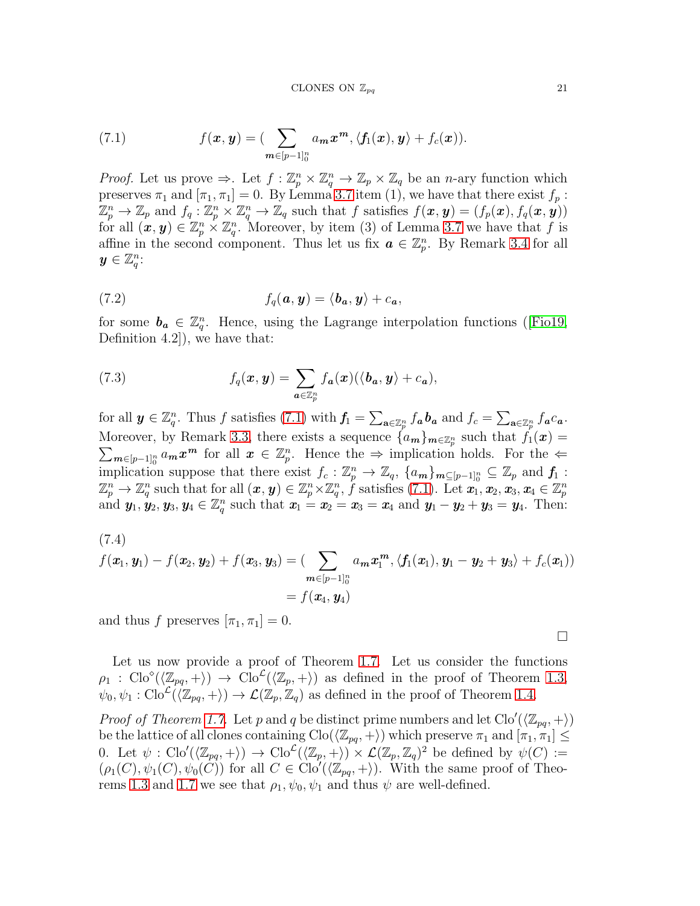$$f(\boldsymbol{x}, \boldsymbol{y}) = (\sum_{\boldsymbol{m} \in [p-1]_0^n} a_{\boldsymbol{m}} \boldsymbol{x}^{\boldsymbol{m}}, \langle \boldsymbol{f}_1(\boldsymbol{x}), \boldsymbol{y} \rangle + f_c(\boldsymbol{x})). \tag{7.1}$$

*Proof.* Let us prove $\Rightarrow$. Let $f : \mathbb{Z}_p^n \times \mathbb{Z}_q^n \to \mathbb{Z}_p \times \mathbb{Z}_q$ be an $n$-ary function which preserves $\pi_1$ and $[\pi_1, \pi_1] = 0$. By Lemma 3.7 item (1), we have that there exist $f_p : \mathbb{Z}_p^n \to \mathbb{Z}_p$ and $f_q : \mathbb{Z}_p^n \times \mathbb{Z}_q^n \to \mathbb{Z}_q$ such that $f$ satisfies $f(\boldsymbol{x}, \boldsymbol{y}) = (f_p(\boldsymbol{x}), f_q(\boldsymbol{x}, \boldsymbol{y}))$ for all $(\boldsymbol{x}, \boldsymbol{y}) \in \mathbb{Z}_p^n \times \mathbb{Z}_q^n$. Moreover, by item (3) of Lemma 3.7 we have that $f$ is affine in the second component. Thus let us fix $\boldsymbol{a} \in \mathbb{Z}_p^n$. By Remark 3.4 for all $\boldsymbol{y} \in \mathbb{Z}_q^n$:

$$f_q(\boldsymbol{a}, \boldsymbol{y}) = \langle \boldsymbol{b_a}, \boldsymbol{y} \rangle + c_{\boldsymbol{a}}, \tag{7.2}$$

for some $\boldsymbol{b_a} \in \mathbb{Z}_q^n$. Hence, using the Lagrange interpolation functions ([Fio19, Definition 4.2]), we have that:

$$f_q(\boldsymbol{x}, \boldsymbol{y}) = \sum_{\boldsymbol{a} \in \mathbb{Z}_p^n} f_{\boldsymbol{a}}(\boldsymbol{x})(\langle \boldsymbol{b_a}, \boldsymbol{y} \rangle + c_{\boldsymbol{a}}), \tag{7.3}$$

for all $\boldsymbol{y} \in \mathbb{Z}_q^n$. Thus $f$ satisfies (7.1) with $\boldsymbol{f}_1 = \sum_{\mathbf{a} \in \mathbb{Z}_p^n} f_{\boldsymbol{a}} \boldsymbol{b_a}$ and $f_c = \sum_{\mathbf{a} \in \mathbb{Z}_p^n} f_{\boldsymbol{a}} c_{\boldsymbol{a}}$. Moreover, by Remark 3.3, there exists a sequence $\{a_{\boldsymbol{m}}\}_{\boldsymbol{m} \in \mathbb{Z}_p^n}$ such that $f_1(\boldsymbol{x}) = \sum_{\boldsymbol{m} \in [p-1]_0^n} a_{\boldsymbol{m}} \boldsymbol{x}^{\boldsymbol{m}}$ for all $\boldsymbol{x} \in \mathbb{Z}_p^n$. Hence the $\Rightarrow$ implication holds. For the $\Leftarrow$ implication suppose that there exist $f_c : \mathbb{Z}_p^n \to \mathbb{Z}_q$, $\{a_{\boldsymbol{m}}\}_{\boldsymbol{m} \subseteq [p-1]_0^n} \subseteq \mathbb{Z}_p$ and $\boldsymbol{f_1} : \mathbb{Z}_p^n \to \mathbb{Z}_q^n$ such that for all $(\boldsymbol{x}, \boldsymbol{y}) \in \mathbb{Z}_p^n \times \mathbb{Z}_q^n$, $f$ satisfies (7.1). Let $\boldsymbol{x}_1, \boldsymbol{x}_2, \boldsymbol{x}_3, \boldsymbol{x}_4 \in \mathbb{Z}_p^n$ and $\boldsymbol{y}_1, \boldsymbol{y}_2, \boldsymbol{y}_3, \boldsymbol{y}_4 \in \mathbb{Z}_q^n$ such that $\boldsymbol{x}_1 = \boldsymbol{x}_2 = \boldsymbol{x}_3 = \boldsymbol{x}_4$ and $\boldsymbol{y}_1 - \boldsymbol{y}_2 + \boldsymbol{y}_3 = \boldsymbol{y}_4$. Then:

$$\begin{aligned} f(\boldsymbol{x}_1, \boldsymbol{y}_1) - f(\boldsymbol{x}_2, \boldsymbol{y}_2) + f(\boldsymbol{x}_3, \boldsymbol{y}_3) &= (\sum_{\boldsymbol{m} \in [p-1]_0^n} a_{\boldsymbol{m}} \boldsymbol{x}_1^{\boldsymbol{m}}, \langle \boldsymbol{f}_1(\boldsymbol{x}_1), \boldsymbol{y}_1 - \boldsymbol{y}_2 + \boldsymbol{y}_3 \rangle + f_c(\boldsymbol{x}_1)) \\ &= f(\boldsymbol{x}_4, \boldsymbol{y}_4) \end{aligned} \tag{7.4}$$

and thus $f$ preserves $[\pi_1, \pi_1] = 0$.

$\square$

Let us now provide a proof of Theorem 1.7. Let us consider the functions $\rho_1 : \mathrm{Clo}^{\diamond}(\langle \mathbb{Z}_{pq}, + \rangle) \to \mathrm{Clo}^{\mathcal{L}}(\langle \mathbb{Z}_p, + \rangle)$ as defined in the proof of Theorem 1.3, $\psi_0, \psi_1 : \mathrm{Clo}^{\mathcal{L}}(\langle \mathbb{Z}_{pq}, + \rangle) \to \mathcal{L}(\mathbb{Z}_p, \mathbb{Z}_q)$ as defined in the proof of Theorem 1.4.

*Proof of Theorem 1.7.* Let $p$ and $q$ be distinct prime numbers and let $\mathrm{Clo}'(\langle \mathbb{Z}_{pq}, + \rangle)$ be the lattice of all clones containing $\mathrm{Clo}(\langle \mathbb{Z}_{pq}, + \rangle)$ which preserve $\pi_1$ and $[\pi_1, \pi_1] \leq 0$. Let $\psi : \mathrm{Clo}'(\langle \mathbb{Z}_{pq}, + \rangle) \to \mathrm{Clo}^{\mathcal{L}}(\langle \mathbb{Z}_p, + \rangle) \times \mathcal{L}(\mathbb{Z}_p, \mathbb{Z}_q)^2$ be defined by $\psi(C) := (\rho_1(C), \psi_1(C), \psi_0(C))$ for all $C \in \mathrm{Clo}'(\langle \mathbb{Z}_{pq}, + \rangle)$. With the same proof of Theorems 1.3 and 1.7 we see that $\rho_1, \psi_0, \psi_1$ and thus $\psi$ are well-defined.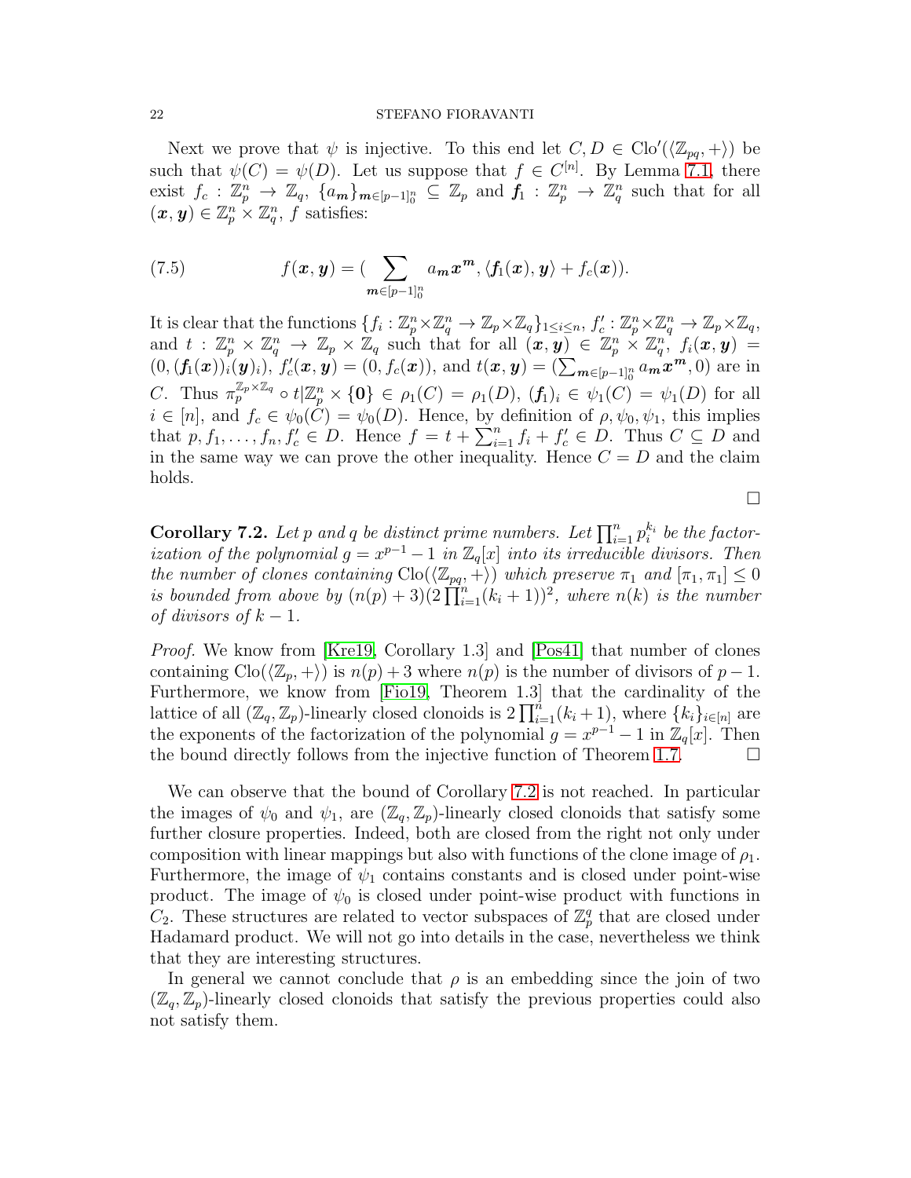Next we prove that $\psi$ is injective. To this end let $C, D \in \mathrm{Clo}'(\langle \mathbb{Z}_{pq}, + \rangle)$ be such that $\psi(C) = \psi(D)$. Let us suppose that $f \in C^{[n]}$. By Lemma 7.1, there exist $f_c : \mathbb{Z}_p^n \to \mathbb{Z}_q$, $\{a_{\boldsymbol{m}}\}_{\boldsymbol{m} \in [p-1]_0^n} \subseteq \mathbb{Z}_p$ and $\boldsymbol{f}_1 : \mathbb{Z}_p^n \to \mathbb{Z}_q^n$ such that for all $(\boldsymbol{x}, \boldsymbol{y}) \in \mathbb{Z}_p^n \times \mathbb{Z}_q^n$, $f$ satisfies:

$$f(\boldsymbol{x}, \boldsymbol{y}) = \Big( \sum_{\boldsymbol{m} \in [p-1]_0^n} a_{\boldsymbol{m}} \boldsymbol{x}^{\boldsymbol{m}}, \langle \boldsymbol{f}_1(\boldsymbol{x}), \boldsymbol{y} \rangle + f_c(\boldsymbol{x}) \Big). \tag{7.5}$$

It is clear that the functions $\{f_i : \mathbb{Z}_p^n \times \mathbb{Z}_q^n \to \mathbb{Z}_p \times \mathbb{Z}_q\}_{1 \leq i \leq n}$, $f'_c : \mathbb{Z}_p^n \times \mathbb{Z}_q^n \to \mathbb{Z}_p \times \mathbb{Z}_q$, and $t : \mathbb{Z}_p^n \times \mathbb{Z}_q^n \to \mathbb{Z}_p \times \mathbb{Z}_q$ such that for all $(\boldsymbol{x}, \boldsymbol{y}) \in \mathbb{Z}_p^n \times \mathbb{Z}_q^n$, $f_i(\boldsymbol{x}, \boldsymbol{y}) = (0, (\boldsymbol{f}_1(\boldsymbol{x}))_i (\boldsymbol{y})_i)$, $f'_c(\boldsymbol{x}, \boldsymbol{y}) = (0, f_c(\boldsymbol{x}))$, and $t(\boldsymbol{x}, \boldsymbol{y}) = (\sum_{\boldsymbol{m} \in [p-1]_0^n} a_{\boldsymbol{m}} \boldsymbol{x}^{\boldsymbol{m}}, 0)$ are in $C$. Thus $\pi_p^{\mathbb{Z}_p \times \mathbb{Z}_q} \circ t | \mathbb{Z}_p^n \times \{\boldsymbol{0}\} \in \rho_1(C) = \rho_1(D)$, $(\boldsymbol{f}_1)_i \in \psi_1(C) = \psi_1(D)$ for all $i \in [n]$, and $f_c \in \psi_0(C) = \psi_0(D)$. Hence, by definition of $\rho, \psi_0, \psi_1$, this implies that $p, f_1, \ldots, f_n, f'_c \in D$. Hence $f = t + \sum_{i=1}^n f_i + f'_c \in D$. Thus $C \subseteq D$ and in the same way we can prove the other inequality. Hence $C = D$ and the claim holds.

□

**Corollary 7.2.** *Let $p$ and $q$ be distinct prime numbers. Let $\prod_{i=1}^n p_i^{k_i}$ be the factorization of the polynomial $g = x^{p-1} - 1$ in $\mathbb{Z}_q[x]$ into its irreducible divisors. Then the number of clones containing $\mathrm{Clo}(\langle \mathbb{Z}_{pq}, + \rangle)$ which preserve $\pi_1$ and $[\pi_1, \pi_1] \leq 0$ is bounded from above by $(n(p) + 3)(2 \prod_{i=1}^n (k_i + 1))^2$, where $n(k)$ is the number of divisors of $k - 1$.*

*Proof.* We know from [Kre19, Corollary 1.3] and [Pos41] that number of clones containing $\mathrm{Clo}(\langle \mathbb{Z}_p, + \rangle)$ is $n(p) + 3$ where $n(p)$ is the number of divisors of $p - 1$. Furthermore, we know from [Fio19, Theorem 1.3] that the cardinality of the lattice of all $(\mathbb{Z}_q, \mathbb{Z}_p)$-linearly closed clonoids is $2 \prod_{i=1}^n (k_i + 1)$, where $\{k_i\}_{i \in [n]}$ are the exponents of the factorization of the polynomial $g = x^{p-1} - 1$ in $\mathbb{Z}_q[x]$. Then the bound directly follows from the injective function of Theorem 1.7. □

We can observe that the bound of Corollary 7.2 is not reached. In particular the images of $\psi_0$ and $\psi_1$, are $(\mathbb{Z}_q, \mathbb{Z}_p)$-linearly closed clonoids that satisfy some further closure properties. Indeed, both are closed from the right not only under composition with linear mappings but also with functions of the clone image of $\rho_1$. Furthermore, the image of $\psi_1$ contains constants and is closed under point-wise product. The image of $\psi_0$ is closed under point-wise product with functions in $C_2$. These structures are related to vector subspaces of $\mathbb{Z}_p^q$ that are closed under Hadamard product. We will not go into details in the case, nevertheless we think that they are interesting structures.

In general we cannot conclude that $\rho$ is an embedding since the join of two $(\mathbb{Z}_q, \mathbb{Z}_p)$-linearly closed clonoids that satisfy the previous properties could also not satisfy them.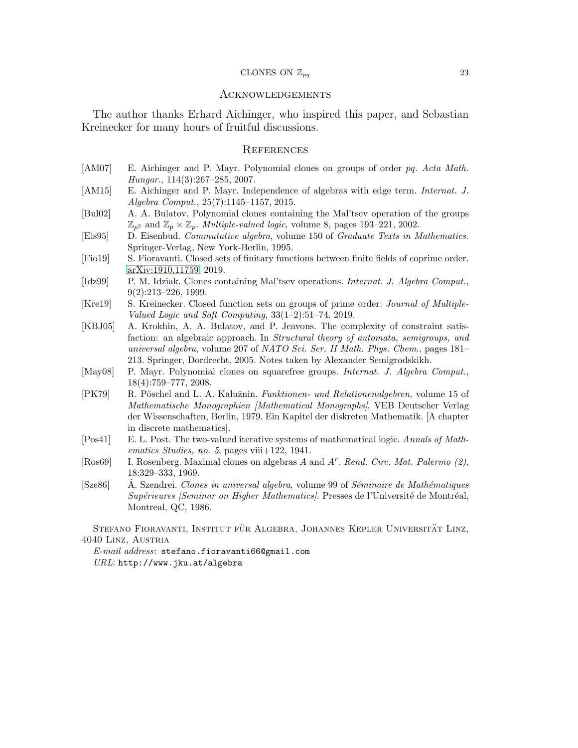## Acknowledgements

The author thanks Erhard Aichinger, who inspired this paper, and Sebastian Kreinecker for many hours of fruitful discussions.

## References

[AM07] E. Aichinger and P. Mayr. Polynomial clones on groups of order *pq*. *Acta Math. Hungar.*, 114(3):267–285, 2007.

[AM15] E. Aichinger and P. Mayr. Independence of algebras with edge term. *Internat. J. Algebra Comput.*, 25(7):1145–1157, 2015.

[Bul02] A. A. Bulatov. Polynomial clones containing the Mal'tsev operation of the groups $\mathbb{Z}_{p^2}$ and $\mathbb{Z}_p \times \mathbb{Z}_p$. *Multiple-valued logic*, volume 8, pages 193–221, 2002.

[Eis95] D. Eisenbud. *Commutative algebra*, volume 150 of *Graduate Texts in Mathematics*. Springer-Verlag, New York-Berlin, 1995.

[Fio19] S. Fioravanti. Closed sets of finitary functions between finite fields of coprime order. arXiv:1910.11759, 2019.

[Idz99] P. M. Idziak. Clones containing Mal'tsev operations. *Internat. J. Algebra Comput.*, 9(2):213–226, 1999.

[Kre19] S. Kreinecker. Closed function sets on groups of prime order. *Journal of Multiple-Valued Logic and Soft Computing*, 33(1–2):51–74, 2019.

[KBJ05] A. Krokhin, A. A. Bulatov, and P. Jeavons. The complexity of constraint satisfaction: an algebraic approach. In *Structural theory of automata, semigroups, and universal algebra*, volume 207 of *NATO Sci. Ser. II Math. Phys. Chem.*, pages 181–213. Springer, Dordrecht, 2005. Notes taken by Alexander Semigrodskikh.

[May08] P. Mayr. Polynomial clones on squarefree groups. *Internat. J. Algebra Comput.*, 18(4):759–777, 2008.

[PK79] R. Pöschel and L. A. Kalužnin. *Funktionen- und Relationenalgebren*, volume 15 of *Mathematische Monographien [Mathematical Monographs]*. VEB Deutscher Verlag der Wissenschaften, Berlin, 1979. Ein Kapitel der diskreten Mathematik. [A chapter in discrete mathematics].

[Pos41] E. L. Post. The two-valued iterative systems of mathematical logic. *Annals of Mathematics Studies, no. 5*, pages viii+122, 1941.

[Ros69] I. Rosenberg. Maximal clones on algebras $A$ and $A^r$. *Rend. Circ. Mat. Palermo (2)*, 18:329–333, 1969.

[Sze86] Á. Szendrei. *Clones in universal algebra*, volume 99 of *Séminaire de Mathématiques Supérieures [Seminar on Higher Mathematics]*. Presses de l'Université de Montréal, Montreal, QC, 1986.

Stefano Fioravanti, Institut für Algebra, Johannes Kepler Universität Linz, 4040 Linz, Austria

*E-mail address*: stefano.fioravanti66@gmail.com

*URL*: http://www.jku.at/algebra